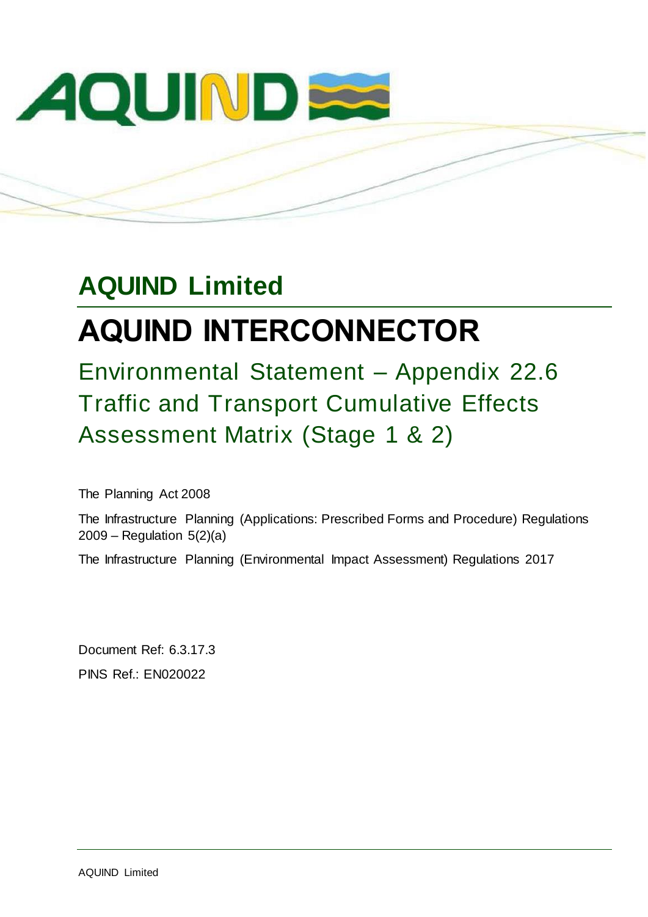# AQUIND Limited

# AQUIND INTERCONNECTOR

## Environmental Statement – Appendix 22.6 Traffic and Transport Cumulative Effects Assessment Matrix (Stage 1 & 2)

The Planning Act 2008

The Infrastructure Planning (Applications: Prescribed Forms and Procedure) Regulations 2009 – Regulation 5(2)(a)

The Infrastructure Planning (Environmental Impact Assessment) Regulations 2017

Document Ref: 6.3.17.3

PINS Ref.: EN020022

AQUIND Limited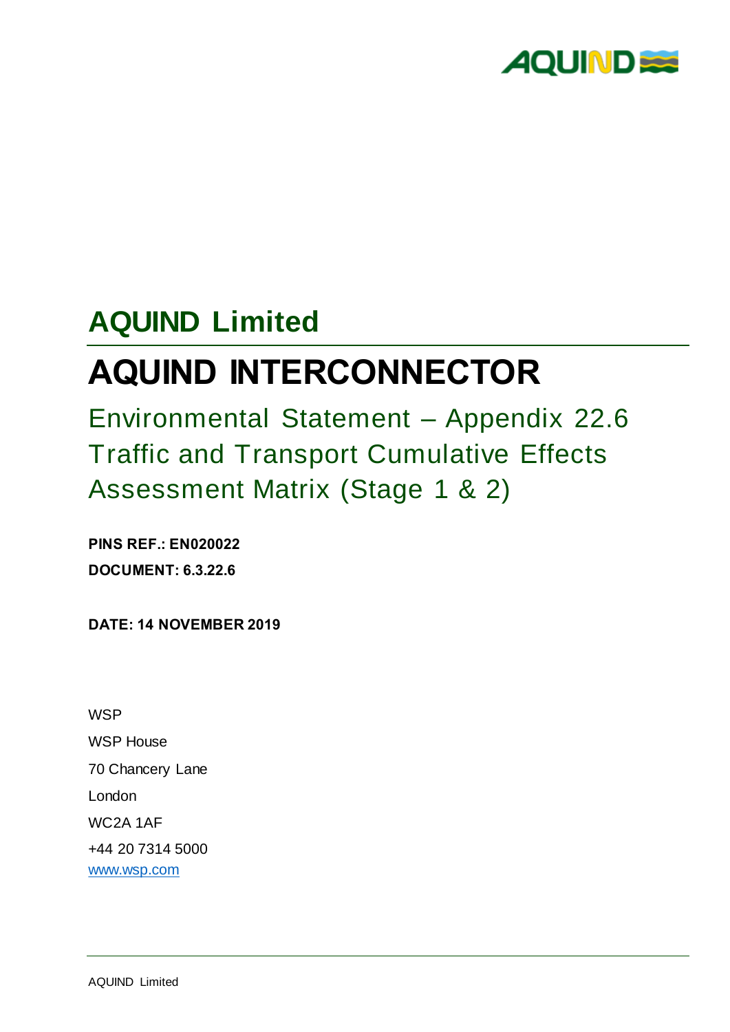# AQUIND Limited

# AQUIND INTERCONNECTOR

## Environmental Statement – Appendix 22.6 Traffic and Transport Cumulative Effects Assessment Matrix (Stage 1 & 2)

**PINS REF.: EN020022**

**DOCUMENT: 6.3.22.6**

**DATE: 14 NOVEMBER 2019**

WSP
WSP House
70 Chancery Lane
London
WC2A 1AF
+44 20 7314 5000
www.wsp.com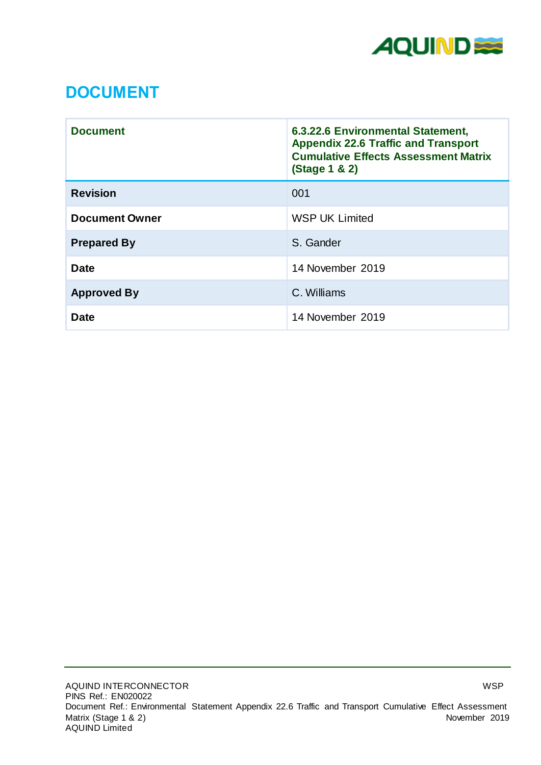# DOCUMENT

| Document | 6.3.22.6 Environmental Statement, Appendix 22.6 Traffic and Transport Cumulative Effects Assessment Matrix (Stage 1 & 2) |
|---|---|
| **Revision** | 001 |
| **Document Owner** | WSP UK Limited |
| **Prepared By** | S. Gander |
| **Date** | 14 November 2019 |
| **Approved By** | C. Williams |
| **Date** | 14 November 2019 |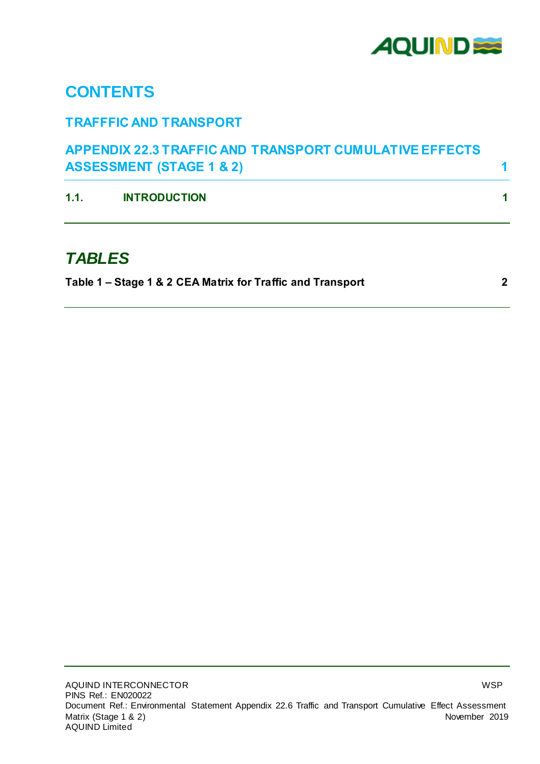# CONTENTS

## TRAFFFIC AND TRANSPORT

## APPENDIX 22.3 TRAFFIC AND TRANSPORT CUMULATIVE EFFECTS ASSESSMENT (STAGE 1 & 2) 1

**1.1. INTRODUCTION 1**

# *TABLES*

**Table 1 – Stage 1 & 2 CEA Matrix for Traffic and Transport 2**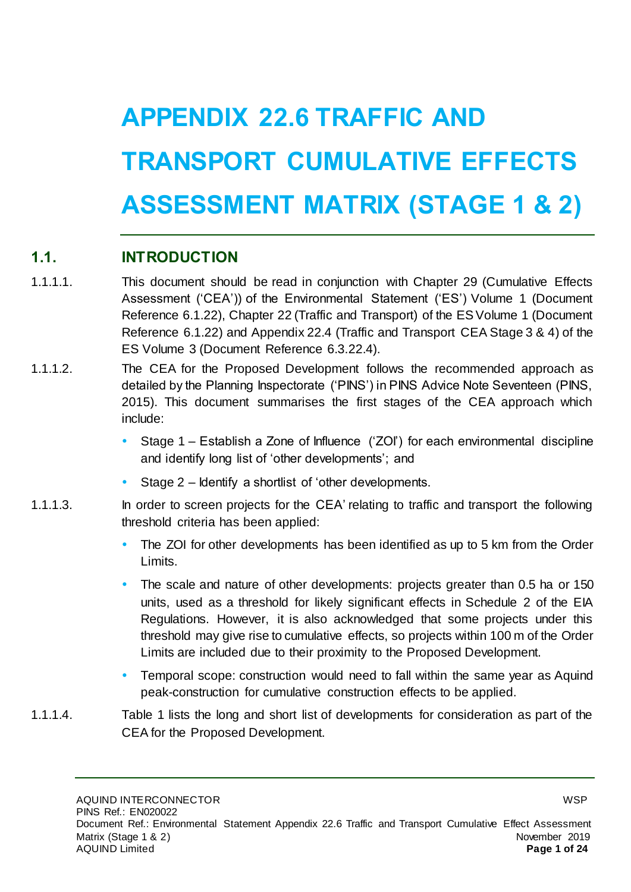# APPENDIX 22.6 TRAFFIC AND TRANSPORT CUMULATIVE EFFECTS ASSESSMENT MATRIX (STAGE 1 & 2)

## 1.1. INTRODUCTION

1.1.1.1. This document should be read in conjunction with Chapter 29 (Cumulative Effects Assessment ('CEA')) of the Environmental Statement ('ES') Volume 1 (Document Reference 6.1.22), Chapter 22 (Traffic and Transport) of the ES Volume 1 (Document Reference 6.1.22) and Appendix 22.4 (Traffic and Transport CEA Stage 3 & 4) of the ES Volume 3 (Document Reference 6.3.22.4).

1.1.1.2. The CEA for the Proposed Development follows the recommended approach as detailed by the Planning Inspectorate ('PINS') in PINS Advice Note Seventeen (PINS, 2015). This document summarises the first stages of the CEA approach which include:

- Stage 1 – Establish a Zone of Influence ('ZOI') for each environmental discipline and identify long list of 'other developments'; and
- Stage 2 – Identify a shortlist of 'other developments.

1.1.1.3. In order to screen projects for the CEA' relating to traffic and transport the following threshold criteria has been applied:

- The ZOI for other developments has been identified as up to 5 km from the Order Limits.
- The scale and nature of other developments: projects greater than 0.5 ha or 150 units, used as a threshold for likely significant effects in Schedule 2 of the EIA Regulations. However, it is also acknowledged that some projects under this threshold may give rise to cumulative effects, so projects within 100 m of the Order Limits are included due to their proximity to the Proposed Development.
- Temporal scope: construction would need to fall within the same year as Aquind peak-construction for cumulative construction effects to be applied.

1.1.1.4. Table 1 lists the long and short list of developments for consideration as part of the CEA for the Proposed Development.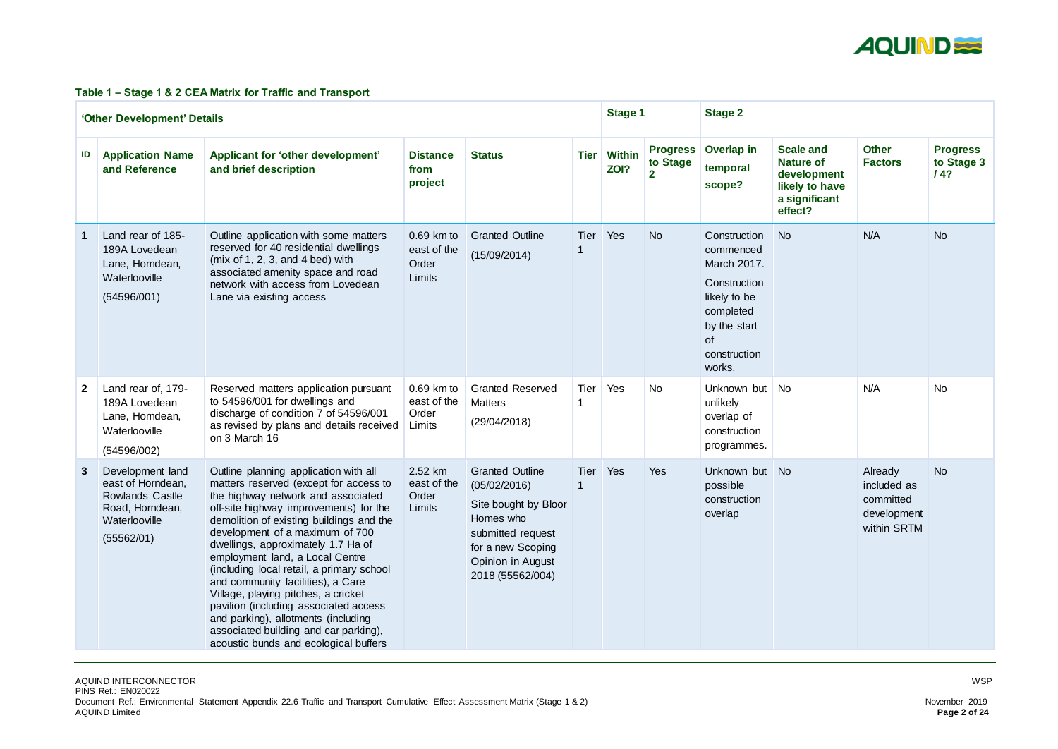**Table 1 – Stage 1 & 2 CEA Matrix for Traffic and Transport**

| 'Other Development' Details | | | | | | Stage 1 | | Stage 2 | | | |
|---|---|---|---|---|---|---|---|---|---|---|---|
| **ID** | **Application Name and Reference** | **Applicant for 'other development' and brief description** | **Distance from project** | **Status** | **Tier** | **Within ZOI?** | **Progress to Stage 2** | **Overlap in temporal scope?** | **Scale and Nature of development likely to have a significant effect?** | **Other Factors** | **Progress to Stage 3 / 4?** |
| **1** | Land rear of 185-189A Lovedean Lane, Horndean, Waterlooville (54596/001) | Outline application with some matters reserved for 40 residential dwellings (mix of 1, 2, 3, and 4 bed) with associated amenity space and road network with access from Lovedean Lane via existing access | 0.69 km to east of the Order Limits | Granted Outline (15/09/2014) | Tier 1 | Yes | No | Construction commenced March 2017. Construction likely to be completed by the start of construction works. | No | N/A | No |
| **2** | Land rear of, 179-189A Lovedean Lane, Horndean, Waterlooville (54596/002) | Reserved matters application pursuant to 54596/001 for dwellings and discharge of condition 7 of 54596/001 as revised by plans and details received on 3 March 16 | 0.69 km to east of the Order Limits | Granted Reserved Matters (29/04/2018) | Tier 1 | Yes | No | Unknown but unlikely overlap of construction programmes. | No | N/A | No |
| **3** | Development land east of Horndean, Rowlands Castle Road, Horndean, Waterlooville (55562/01) | Outline planning application with all matters reserved (except for access to the highway network and associated off-site highway improvements) for the demolition of existing buildings and the development of a maximum of 700 dwellings, approximately 1.7 Ha of employment land, a Local Centre (including local retail, a primary school and community facilities), a Care Village, playing pitches, a cricket pavilion (including associated access and parking), allotments (including associated building and car parking), acoustic bunds and ecological buffers | 2.52 km east of the Order Limits | Granted Outline (05/02/2016) Site bought by Bloor Homes who submitted request for a new Scoping Opinion in August 2018 (55562/004) | Tier 1 | Yes | Yes | Unknown but possible construction overlap | No | Already included as committed development within SRTM | No |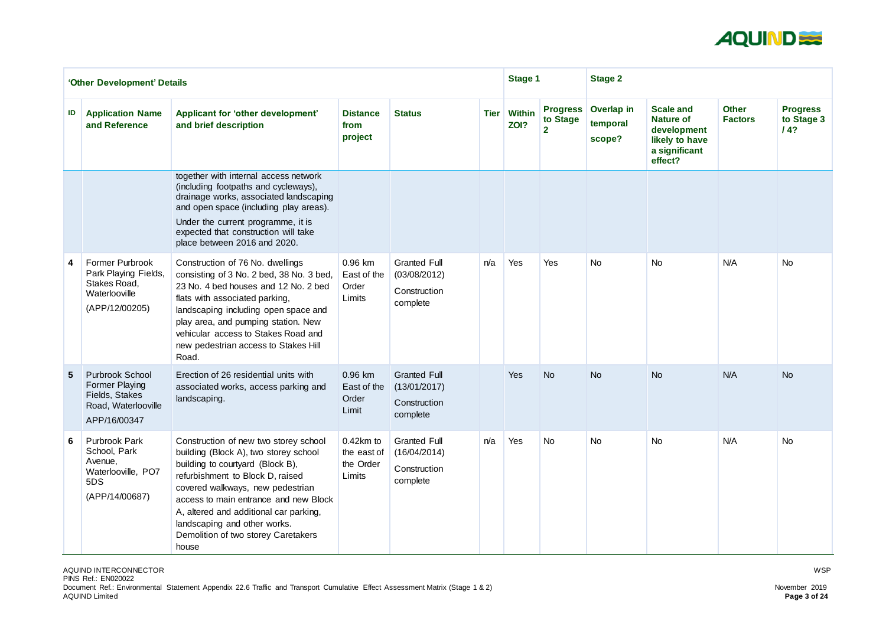| 'Other Development' Details | | | | | | Stage 1 | | Stage 2 | | | |
|---|---|---|---|---|---|---|---|---|---|---|---|
| ID | Application Name and Reference | Applicant for 'other development' and brief description | Distance from project | Status | Tier | Within ZOI? | Progress to Stage 2 | Overlap in temporal scope? | Scale and Nature of development likely to have a significant effect? | Other Factors | Progress to Stage 3 / 4? |
| | | together with internal access network (including footpaths and cycleways), drainage works, associated landscaping and open space (including play areas). Under the current programme, it is expected that construction will take place between 2016 and 2020. | | | | | | | | | |
| 4 | Former Purbrook Park Playing Fields, Stakes Road, Waterlooville (APP/12/00205) | Construction of 76 No. dwellings consisting of 3 No. 2 bed, 38 No. 3 bed, 23 No. 4 bed houses and 12 No. 2 bed flats with associated parking, landscaping including open space and play area, and pumping station. New vehicular access to Stakes Road and new pedestrian access to Stakes Hill Road. | 0.96 km East of the Order Limits | Granted Full (03/08/2012) Construction complete | n/a | Yes | Yes | No | No | N/A | No |
| 5 | Purbrook School Former Playing Fields, Stakes Road, Waterlooville APP/16/00347 | Erection of 26 residential units with associated works, access parking and landscaping. | 0.96 km East of the Order Limit | Granted Full (13/01/2017) Construction complete | | Yes | No | No | No | N/A | No |
| 6 | Purbrook Park School, Park Avenue, Waterlooville, PO7 5DS (APP/14/00687) | Construction of new two storey school building (Block A), two storey school building to courtyard (Block B), refurbishment to Block D, raised covered walkways, new pedestrian access to main entrance and new Block A, altered and additional car parking, landscaping and other works. Demolition of two storey Caretakers house | 0.42km to the east of the Order Limits | Granted Full (16/04/2014) Construction complete | n/a | Yes | No | No | No | N/A | No |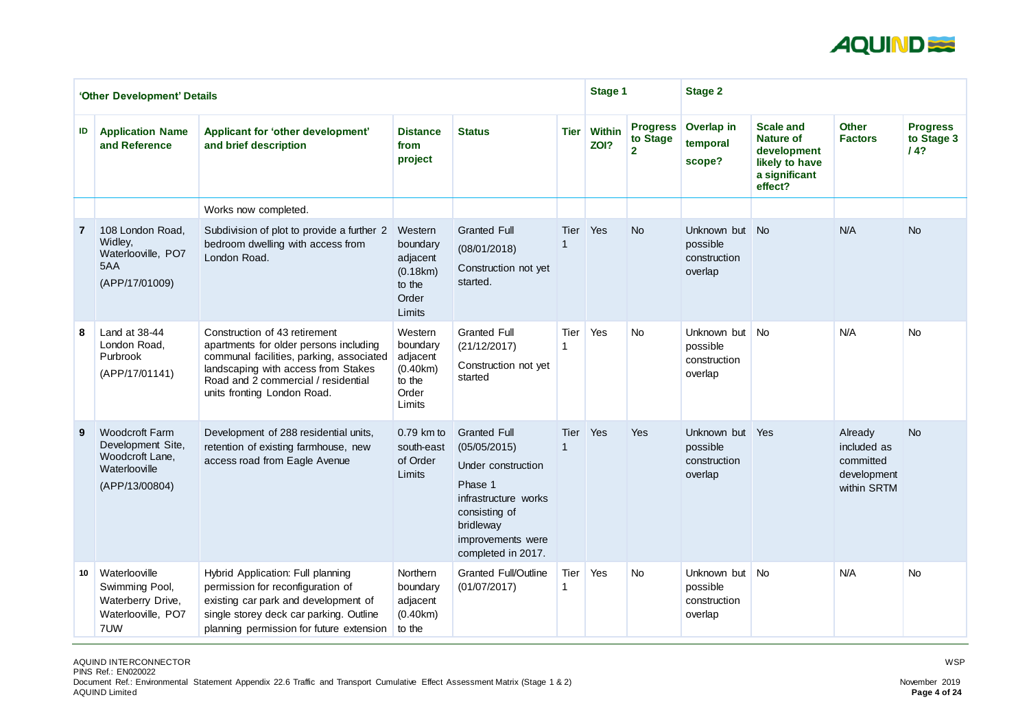| 'Other Development' Details | | | | | | Stage 1 | | Stage 2 | | | |
|---|---|---|---|---|---|---|---|---|---|---|---|
| ID | Application Name and Reference | Applicant for 'other development' and brief description | Distance from project | Status | Tier | Within ZOI? | Progress to Stage 2 | Overlap in temporal scope? | Scale and Nature of development likely to have a significant effect? | Other Factors | Progress to Stage 3 / 4? |
| | | Works now completed. | | | | | | | | | |
| 7 | 108 London Road, Widley, Waterlooville, PO7 5AA (APP/17/01009) | Subdivision of plot to provide a further 2 bedroom dwelling with access from London Road. | Western boundary adjacent (0.18km) to the Order Limits | Granted Full (08/01/2018) Construction not yet started. | Tier 1 | Yes | No | Unknown but possible construction overlap | No | N/A | No |
| 8 | Land at 38-44 London Road, Purbrook (APP/17/01141) | Construction of 43 retirement apartments for older persons including communal facilities, parking, associated landscaping with access from Stakes Road and 2 commercial / residential units fronting London Road. | Western boundary adjacent (0.40km) to the Order Limits | Granted Full (21/12/2017) Construction not yet started | Tier 1 | Yes | No | Unknown but possible construction overlap | No | N/A | No |
| 9 | Woodcroft Farm Development Site, Woodcroft Lane, Waterlooville (APP/13/00804) | Development of 288 residential units, retention of existing farmhouse, new access road from Eagle Avenue | 0.79 km to south-east of Order Limits | Granted Full (05/05/2015) Under construction Phase 1 infrastructure works consisting of bridleway improvements were completed in 2017. | Tier 1 | Yes | Yes | Unknown but possible construction overlap | Yes | Already included as committed development within SRTM | No |
| 10 | Waterlooville Swimming Pool, Waterberry Drive, Waterlooville, PO7 7UW | Hybrid Application: Full planning permission for reconfiguration of existing car park and development of single storey deck car parking. Outline planning permission for future extension | Northern boundary adjacent (0.40km) to the | Granted Full/Outline (01/07/2017) | Tier 1 | Yes | No | Unknown but possible construction overlap | No | N/A | No |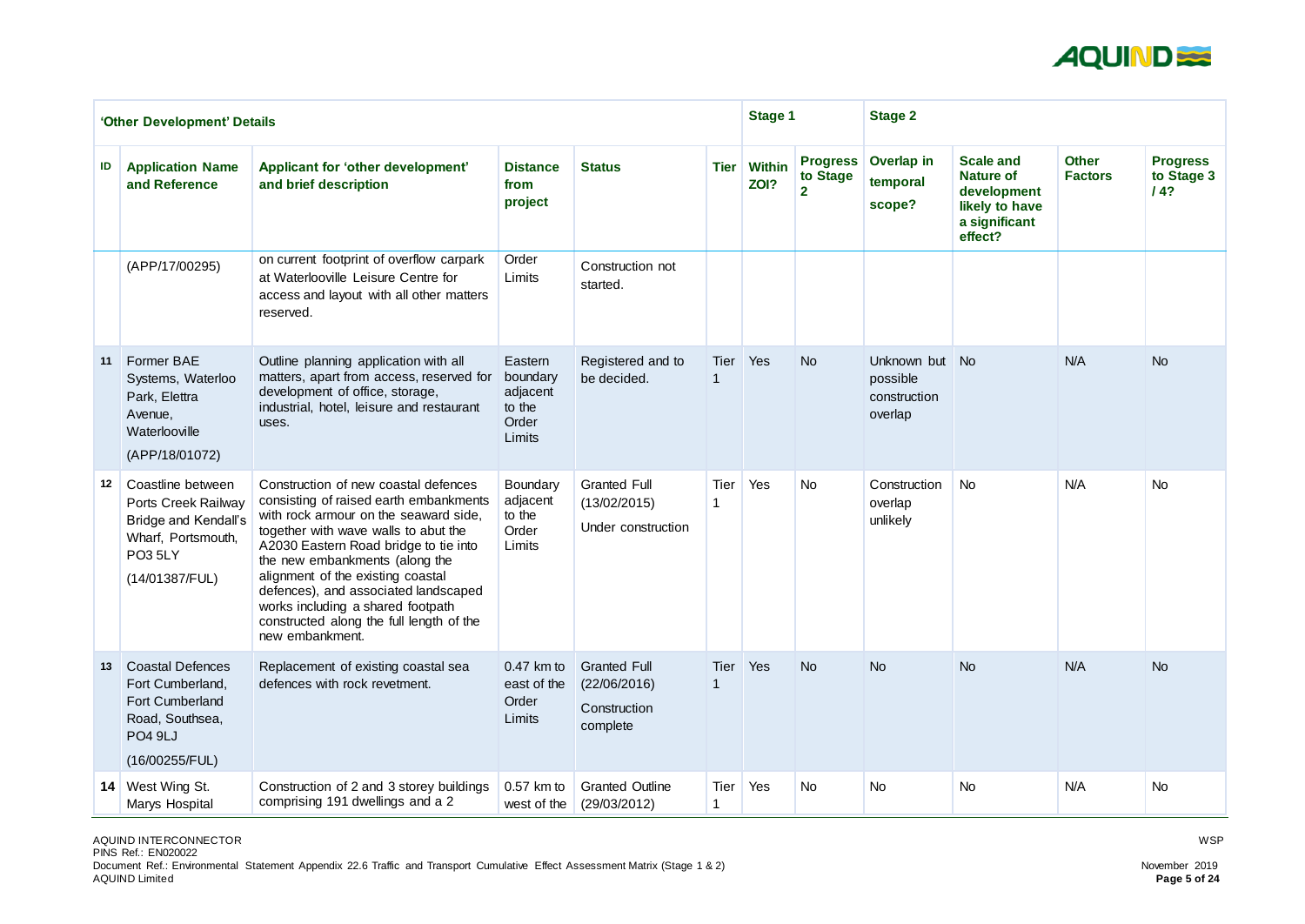| 'Other Development' Details | | | | | | Stage 1 | | Stage 2 | | | |
|---|---|---|---|---|---|---|---|---|---|---|---|
| ID | Application Name and Reference | Applicant for 'other development' and brief description | Distance from project | Status | Tier | Within ZOI? | Progress to Stage 2 | Overlap in temporal scope? | Scale and Nature of development likely to have a significant effect? | Other Factors | Progress to Stage 3 / 4? |
| | (APP/17/00295) | on current footprint of overflow carpark at Waterlooville Leisure Centre for access and layout with all other matters reserved. | Order Limits | Construction not started. | | | | | | | |
| 11 | Former BAE Systems, Waterloo Park, Elettra Avenue, Waterlooville (APP/18/01072) | Outline planning application with all matters, apart from access, reserved for development of office, storage, industrial, hotel, leisure and restaurant uses. | Eastern boundary adjacent to the Order Limits | Registered and to be decided. | Tier 1 | Yes | No | Unknown but possible construction overlap | No | N/A | No |
| 12 | Coastline between Ports Creek Railway Bridge and Kendall's Wharf, Portsmouth, PO3 5LY (14/01387/FUL) | Construction of new coastal defences consisting of raised earth embankments with rock armour on the seaward side, together with wave walls to abut the A2030 Eastern Road bridge to tie into the new embankments (along the alignment of the existing coastal defences), and associated landscaped works including a shared footpath constructed along the full length of the new embankment. | Boundary adjacent to the Order Limits | Granted Full (13/02/2015) Under construction | Tier 1 | Yes | No | Construction overlap unlikely | No | N/A | No |
| 13 | Coastal Defences Fort Cumberland, Fort Cumberland Road, Southsea, PO4 9LJ (16/00255/FUL) | Replacement of existing coastal sea defences with rock revetment. | 0.47 km to east of the Order Limits | Granted Full (22/06/2016) Construction complete | Tier 1 | Yes | No | No | No | N/A | No |
| 14 | West Wing St. Marys Hospital | Construction of 2 and 3 storey buildings comprising 191 dwellings and a 2 | 0.57 km to west of the | Granted Outline (29/03/2012) | Tier 1 | Yes | No | No | No | N/A | No |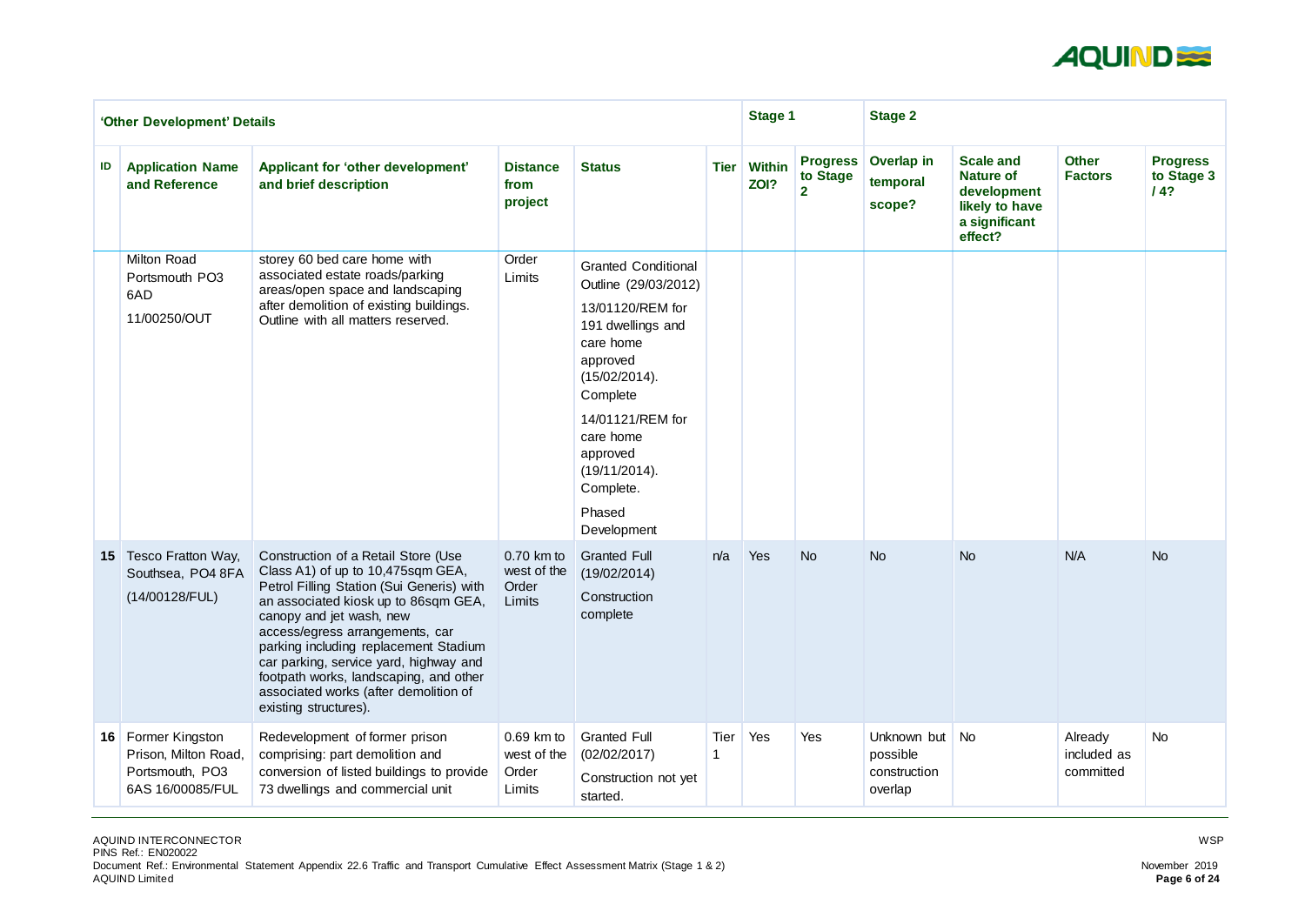| 'Other Development' Details | | | | | | Stage 1 | | Stage 2 | | | |
|---|---|---|---|---|---|---|---|---|---|---|---|
| ID | Application Name and Reference | Applicant for 'other development' and brief description | Distance from project | Status | Tier | Within ZOI? | Progress to Stage 2 | Overlap in temporal scope? | Scale and Nature of development likely to have a significant effect? | Other Factors | Progress to Stage 3 / 4? |
| | Milton Road Portsmouth PO3 6AD 11/00250/OUT | storey 60 bed care home with associated estate roads/parking areas/open space and landscaping after demolition of existing buildings. Outline with all matters reserved. | Order Limits | Granted Conditional Outline (29/03/2012) 13/01120/REM for 191 dwellings and care home approved (15/02/2014). Complete 14/01121/REM for care home approved (19/11/2014). Complete. Phased Development | | | | | | | |
| 15 | Tesco Fratton Way, Southsea, PO4 8FA (14/00128/FUL) | Construction of a Retail Store (Use Class A1) of up to 10,475sqm GEA, Petrol Filling Station (Sui Generis) with an associated kiosk up to 86sqm GEA, canopy and jet wash, new access/egress arrangements, car parking including replacement Stadium car parking, service yard, highway and footpath works, landscaping, and other associated works (after demolition of existing structures). | 0.70 km to west of the Order Limits | Granted Full (19/02/2014) Construction complete | n/a | Yes | No | No | No | N/A | No |
| 16 | Former Kingston Prison, Milton Road, Portsmouth, PO3 6AS 16/00085/FUL | Redevelopment of former prison comprising: part demolition and conversion of listed buildings to provide 73 dwellings and commercial unit | 0.69 km to west of the Order Limits | Granted Full (02/02/2017) Construction not yet started. | Tier 1 | Yes | Yes | Unknown but possible construction overlap | No | Already included as committed | No |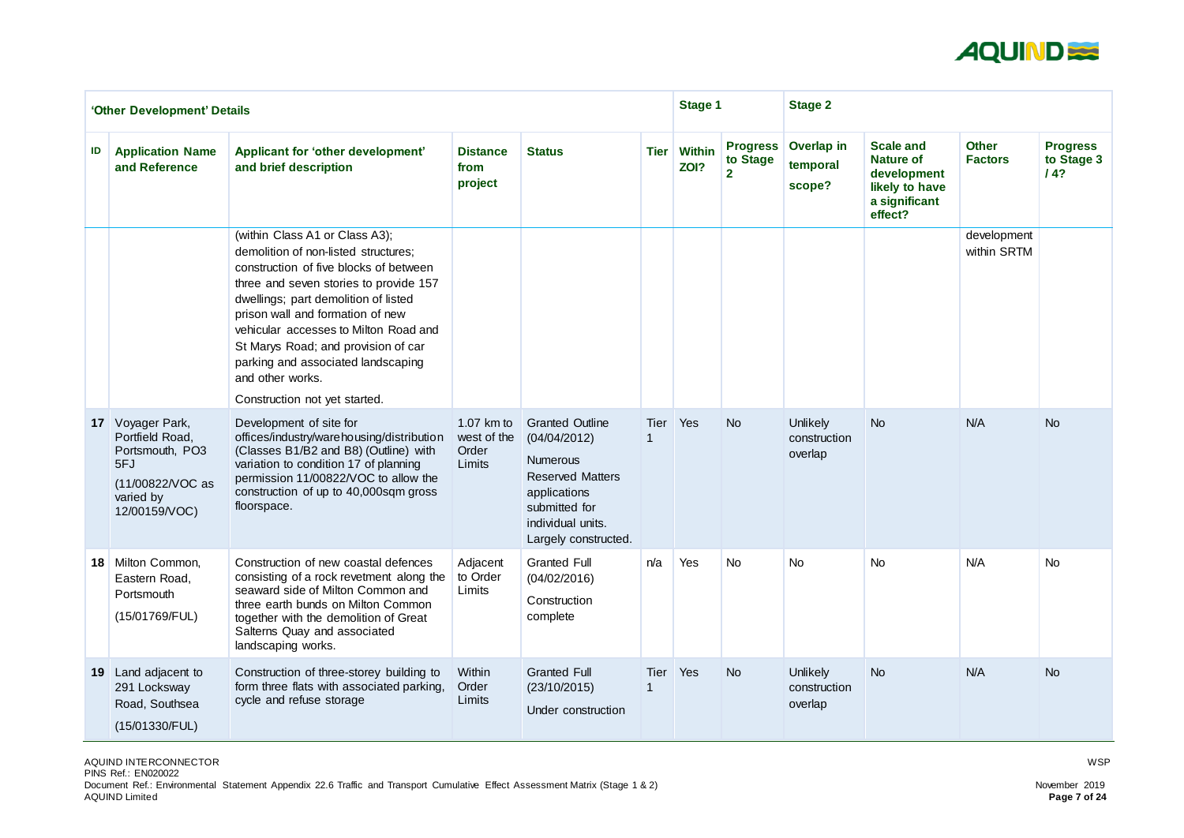| 'Other Development' Details | | | | | | Stage 1 | | Stage 2 | | | |
|---|---|---|---|---|---|---|---|---|---|---|---|
| ID | Application Name and Reference | Applicant for 'other development' and brief description | Distance from project | Status | Tier | Within ZOI? | Progress to Stage 2 | Overlap in temporal scope? | Scale and Nature of development likely to have a significant effect? | Other Factors | Progress to Stage 3 / 4? |
| | | (within Class A1 or Class A3); demolition of non-listed structures; construction of five blocks of between three and seven stories to provide 157 dwellings; part demolition of listed prison wall and formation of new vehicular accesses to Milton Road and St Marys Road; and provision of car parking and associated landscaping and other works. Construction not yet started. | | | | | | | | development within SRTM | |
| 17 | Voyager Park, Portfield Road, Portsmouth, PO3 5FJ (11/00822/VOC as varied by 12/00159/VOC) | Development of site for offices/industry/warehousing/distribution (Classes B1/B2 and B8) (Outline) with variation to condition 17 of planning permission 11/00822/VOC to allow the construction of up to 40,000sqm gross floorspace. | 1.07 km to west of the Order Limits | Granted Outline (04/04/2012) Numerous Reserved Matters applications submitted for individual units. Largely constructed. | Tier 1 | Yes | No | Unlikely construction overlap | No | N/A | No |
| 18 | Milton Common, Eastern Road, Portsmouth (15/01769/FUL) | Construction of new coastal defences consisting of a rock revetment along the seaward side of Milton Common and three earth bunds on Milton Common together with the demolition of Great Salterns Quay and associated landscaping works. | Adjacent to Order Limits | Granted Full (04/02/2016) Construction complete | n/a | Yes | No | No | No | N/A | No |
| 19 | Land adjacent to 291 Locksway Road, Southsea (15/01330/FUL) | Construction of three-storey building to form three flats with associated parking, cycle and refuse storage | Within Order Limits | Granted Full (23/10/2015) Under construction | Tier 1 | Yes | No | Unlikely construction overlap | No | N/A | No |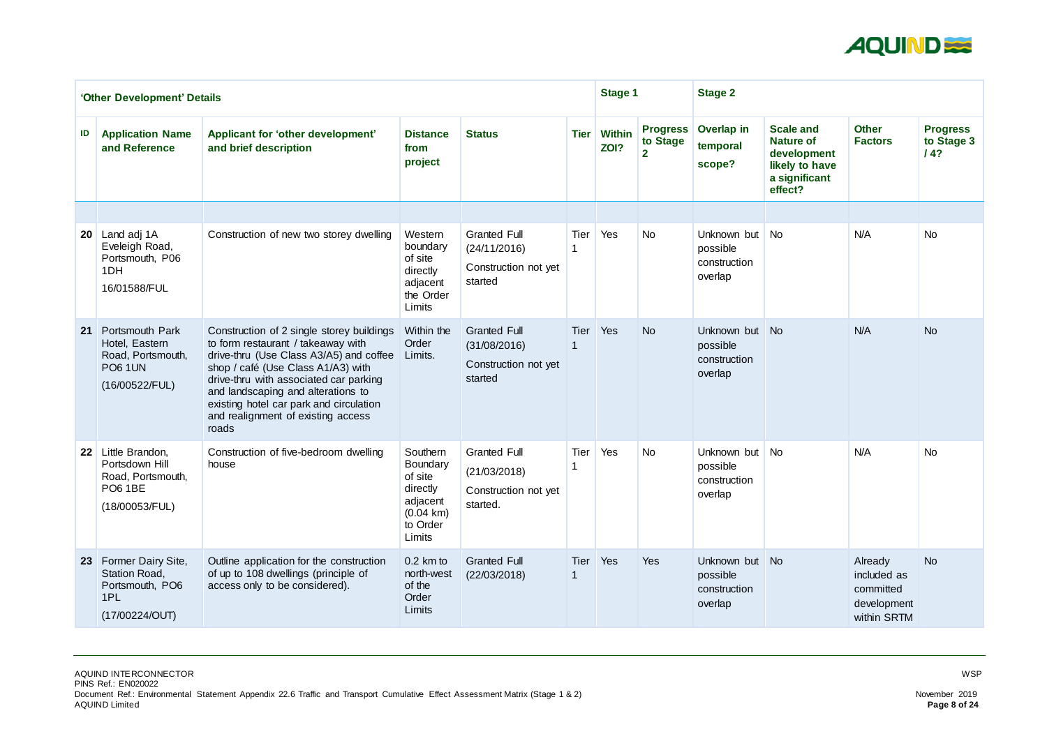| 'Other Development' Details | | | | | | Stage 1 | | Stage 2 | | | |
|---|---|---|---|---|---|---|---|---|---|---|---|
| ID | Application Name and Reference | Applicant for 'other development' and brief description | Distance from project | Status | Tier | Within ZOI? | Progress to Stage 2 | Overlap in temporal scope? | Scale and Nature of development likely to have a significant effect? | Other Factors | Progress to Stage 3 / 4? |
| | | | | | | | | | | | |
| 20 | Land adj 1A Eveleigh Road, Portsmouth, P06 1DH 16/01588/FUL | Construction of new two storey dwelling | Western boundary of site directly adjacent the Order Limits | Granted Full (24/11/2016) Construction not yet started | Tier 1 | Yes | No | Unknown but possible construction overlap | No | N/A | No |
| 21 | Portsmouth Park Hotel, Eastern Road, Portsmouth, PO6 1UN (16/00522/FUL) | Construction of 2 single storey buildings to form restaurant / takeaway with drive-thru (Use Class A3/A5) and coffee shop / café (Use Class A1/A3) with drive-thru with associated car parking and landscaping and alterations to existing hotel car park and circulation and realignment of existing access roads | Within the Order Limits. | Granted Full (31/08/2016) Construction not yet started | Tier 1 | Yes | No | Unknown but possible construction overlap | No | N/A | No |
| 22 | Little Brandon, Portsdown Hill Road, Portsmouth, PO6 1BE (18/00053/FUL) | Construction of five-bedroom dwelling house | Southern Boundary of site directly adjacent (0.04 km) to Order Limits | Granted Full (21/03/2018) Construction not yet started. | Tier 1 | Yes | No | Unknown but possible construction overlap | No | N/A | No |
| 23 | Former Dairy Site, Station Road, Portsmouth, PO6 1PL (17/00224/OUT) | Outline application for the construction of up to 108 dwellings (principle of access only to be considered). | 0.2 km to north-west of the Order Limits | Granted Full (22/03/2018) | Tier 1 | Yes | Yes | Unknown but possible construction overlap | No | Already included as committed development within SRTM | No |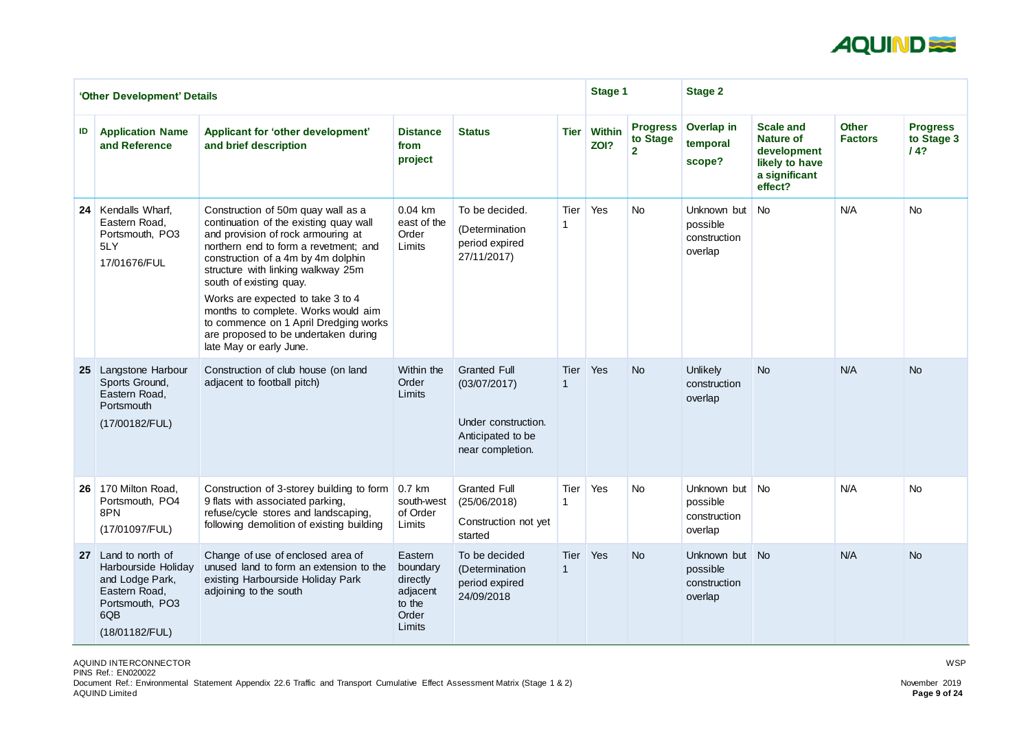| 'Other Development' Details | | | | | | Stage 1 | | Stage 2 | | | |
|---|---|---|---|---|---|---|---|---|---|---|---|
| **ID** | **Application Name and Reference** | **Applicant for 'other development' and brief description** | **Distance from project** | **Status** | **Tier** | **Within ZOI?** | **Progress to Stage 2** | **Overlap in temporal scope?** | **Scale and Nature of development likely to have a significant effect?** | **Other Factors** | **Progress to Stage 3 / 4?** |
| **24** | Kendalls Wharf, Eastern Road, Portsmouth, PO3 5LY<br>17/01676/FUL | Construction of 50m quay wall as a continuation of the existing quay wall and provision of rock armouring at northern end to form a revetment; and construction of a 4m by 4m dolphin structure with linking walkway 25m south of existing quay.<br>Works are expected to take 3 to 4 months to complete. Works would aim to commence on 1 April Dredging works are proposed to be undertaken during late May or early June. | 0.04 km east of the Order Limits | To be decided.<br>(Determination period expired 27/11/2017) | Tier 1 | Yes | No | Unknown but possible construction overlap | No | N/A | No |
| **25** | Langstone Harbour Sports Ground, Eastern Road, Portsmouth<br>(17/00182/FUL) | Construction of club house (on land adjacent to football pitch) | Within the Order Limits | Granted Full (03/07/2017)<br>Under construction. Anticipated to be near completion. | Tier 1 | Yes | No | Unlikely construction overlap | No | N/A | No |
| **26** | 170 Milton Road, Portsmouth, PO4 8PN<br>(17/01097/FUL) | Construction of 3-storey building to form 9 flats with associated parking, refuse/cycle stores and landscaping, following demolition of existing building | 0.7 km south-west of Order Limits | Granted Full (25/06/2018)<br>Construction not yet started | Tier 1 | Yes | No | Unknown but possible construction overlap | No | N/A | No |
| **27** | Land to north of Harbourside Holiday and Lodge Park, Eastern Road, Portsmouth, PO3 6QB<br>(18/01182/FUL) | Change of use of enclosed area of unused land to form an extension to the existing Harbourside Holiday Park adjoining to the south | Eastern boundary directly adjacent to the Order Limits | To be decided (Determination period expired 24/09/2018 | Tier 1 | Yes | No | Unknown but possible construction overlap | No | N/A | No |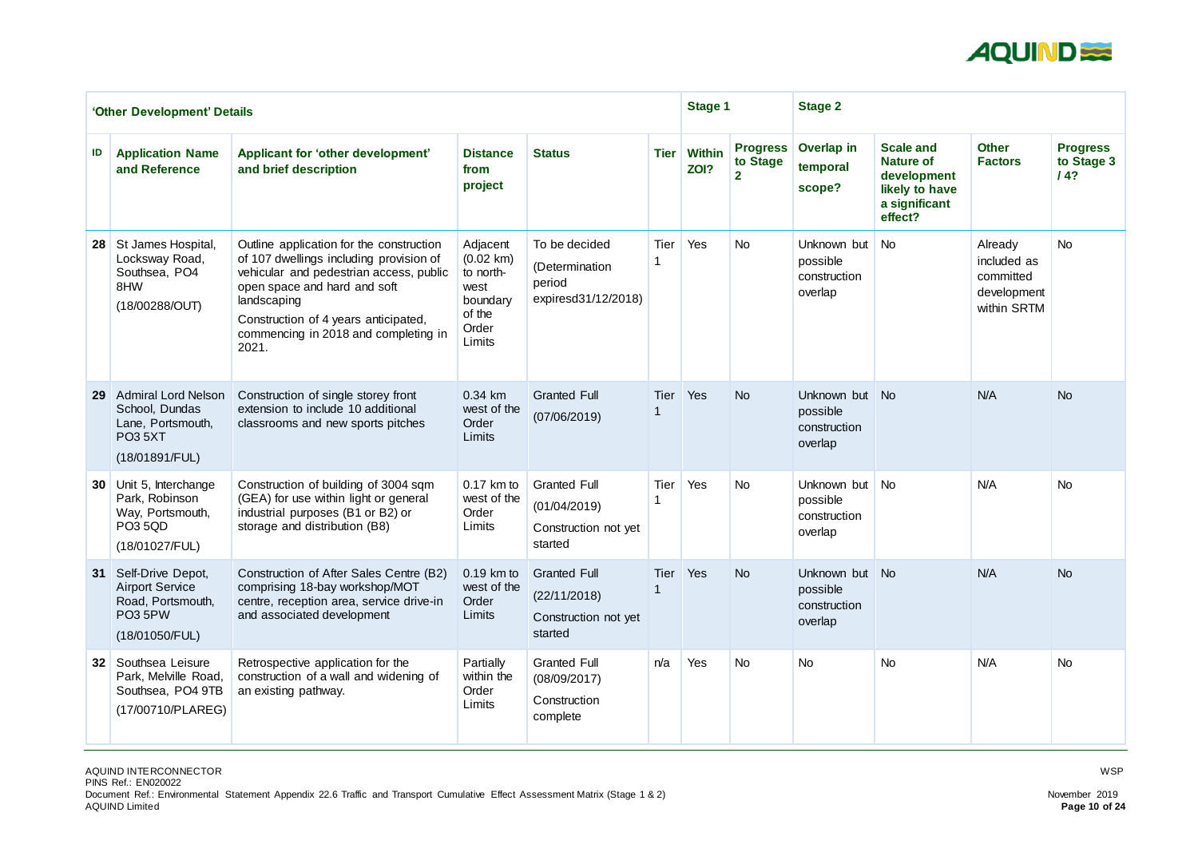| 'Other Development' Details | | | | | | Stage 1 | | Stage 2 | | | |
|---|---|---|---|---|---|---|---|---|---|---|---|
| ID | Application Name and Reference | Applicant for 'other development' and brief description | Distance from project | Status | Tier | Within ZOI? | Progress to Stage 2 | Overlap in temporal scope? | Scale and Nature of development likely to have a significant effect? | Other Factors | Progress to Stage 3 / 4? |
| 28 | St James Hospital, Locksway Road, Southsea, PO4 8HW (18/00288/OUT) | Outline application for the construction of 107 dwellings including provision of vehicular and pedestrian access, public open space and hard and soft landscaping<br>Construction of 4 years anticipated, commencing in 2018 and completing in 2021. | Adjacent (0.02 km) to north-west boundary of the Order Limits | To be decided (Determination period expiresd31/12/2018) | Tier 1 | Yes | No | Unknown but possible construction overlap | No | Already included as committed development within SRTM | No |
| 29 | Admiral Lord Nelson School, Dundas Lane, Portsmouth, PO3 5XT (18/01891/FUL) | Construction of single storey front extension to include 10 additional classrooms and new sports pitches | 0.34 km west of the Order Limits | Granted Full (07/06/2019) | Tier 1 | Yes | No | Unknown but possible construction overlap | No | N/A | No |
| 30 | Unit 5, Interchange Park, Robinson Way, Portsmouth, PO3 5QD (18/01027/FUL) | Construction of building of 3004 sqm (GEA) for use within light or general industrial purposes (B1 or B2) or storage and distribution (B8) | 0.17 km to west of the Order Limits | Granted Full (01/04/2019) Construction not yet started | Tier 1 | Yes | No | Unknown but possible construction overlap | No | N/A | No |
| 31 | Self-Drive Depot, Airport Service Road, Portsmouth, PO3 5PW (18/01050/FUL) | Construction of After Sales Centre (B2) comprising 18-bay workshop/MOT centre, reception area, service drive-in and associated development | 0.19 km to west of the Order Limits | Granted Full (22/11/2018) Construction not yet started | Tier 1 | Yes | No | Unknown but possible construction overlap | No | N/A | No |
| 32 | Southsea Leisure Park, Melville Road, Southsea, PO4 9TB (17/00710/PLAREG) | Retrospective application for the construction of a wall and widening of an existing pathway. | Partially within the Order Limits | Granted Full (08/09/2017) Construction complete | n/a | Yes | No | No | No | N/A | No |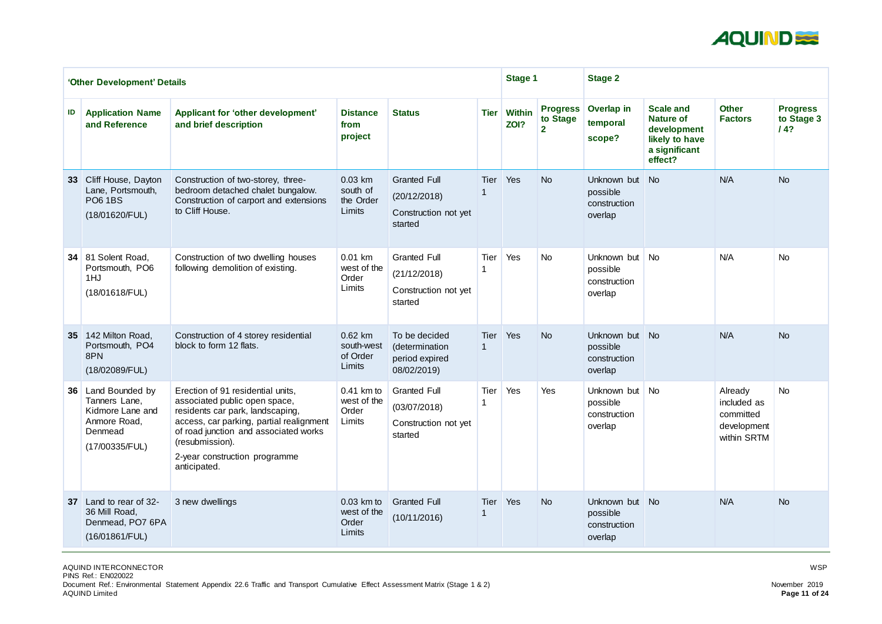| 'Other Development' Details | | | | | | Stage 1 | | Stage 2 | | | |
|---|---|---|---|---|---|---|---|---|---|---|---|
| ID | Application Name and Reference | Applicant for 'other development' and brief description | Distance from project | Status | Tier | Within ZOI? | Progress to Stage 2 | Overlap in temporal scope? | Scale and Nature of development likely to have a significant effect? | Other Factors | Progress to Stage 3 / 4? |
| 33 | Cliff House, Dayton Lane, Portsmouth, PO6 1BS (18/01620/FUL) | Construction of two-storey, three-bedroom detached chalet bungalow. Construction of carport and extensions to Cliff House. | 0.03 km south of the Order Limits | Granted Full (20/12/2018) Construction not yet started | Tier 1 | Yes | No | Unknown but possible construction overlap | No | N/A | No |
| 34 | 81 Solent Road, Portsmouth, PO6 1HJ (18/01618/FUL) | Construction of two dwelling houses following demolition of existing. | 0.01 km west of the Order Limits | Granted Full (21/12/2018) Construction not yet started | Tier 1 | Yes | No | Unknown but possible construction overlap | No | N/A | No |
| 35 | 142 Milton Road, Portsmouth, PO4 8PN (18/02089/FUL) | Construction of 4 storey residential block to form 12 flats. | 0.62 km south-west of Order Limits | To be decided (determination period expired 08/02/2019) | Tier 1 | Yes | No | Unknown but possible construction overlap | No | N/A | No |
| 36 | Land Bounded by Tanners Lane, Kidmore Lane and Anmore Road, Denmead (17/00335/FUL) | Erection of 91 residential units, associated public open space, residents car park, landscaping, access, car parking, partial realignment of road junction and associated works (resubmission). 2-year construction programme anticipated. | 0.41 km to west of the Order Limits | Granted Full (03/07/2018) Construction not yet started | Tier 1 | Yes | Yes | Unknown but possible construction overlap | No | Already included as committed development within SRTM | No |
| 37 | Land to rear of 32-36 Mill Road, Denmead, PO7 6PA (16/01861/FUL) | 3 new dwellings | 0.03 km to west of the Order Limits | Granted Full (10/11/2016) | Tier 1 | Yes | No | Unknown but possible construction overlap | No | N/A | No |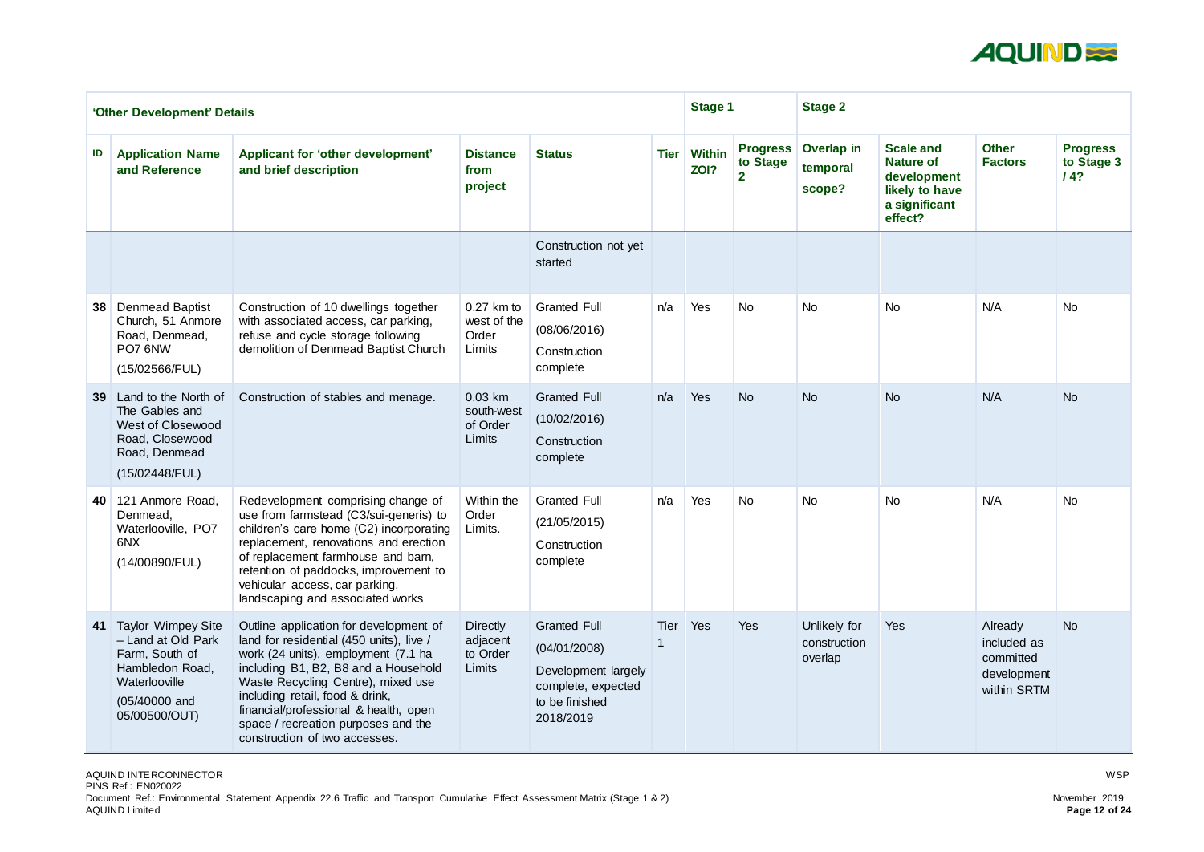| 'Other Development' Details | | | | | | Stage 1 | | Stage 2 | | | |
|---|---|---|---|---|---|---|---|---|---|---|---|
| ID | Application Name and Reference | Applicant for 'other development' and brief description | Distance from project | Status | Tier | Within ZOI? | Progress to Stage 2 | Overlap in temporal scope? | Scale and Nature of development likely to have a significant effect? | Other Factors | Progress to Stage 3 / 4? |
| | | | | Construction not yet started | | | | | | | |
| 38 | Denmead Baptist Church, 51 Anmore Road, Denmead, PO7 6NW (15/02566/FUL) | Construction of 10 dwellings together with associated access, car parking, refuse and cycle storage following demolition of Denmead Baptist Church | 0.27 km to west of the Order Limits | Granted Full (08/06/2016) Construction complete | n/a | Yes | No | No | No | N/A | No |
| 39 | Land to the North of The Gables and West of Closewood Road, Closewood Road, Denmead (15/02448/FUL) | Construction of stables and menage. | 0.03 km south-west of Order Limits | Granted Full (10/02/2016) Construction complete | n/a | Yes | No | No | No | N/A | No |
| 40 | 121 Anmore Road, Denmead, Waterlooville, PO7 6NX (14/00890/FUL) | Redevelopment comprising change of use from farmstead (C3/sui-generis) to children's care home (C2) incorporating replacement, renovations and erection of replacement farmhouse and barn, retention of paddocks, improvement to vehicular access, car parking, landscaping and associated works | Within the Order Limits. | Granted Full (21/05/2015) Construction complete | n/a | Yes | No | No | No | N/A | No |
| 41 | Taylor Wimpey Site – Land at Old Park Farm, South of Hambledon Road, Waterlooville (05/40000 and 05/00500/OUT) | Outline application for development of land for residential (450 units), live / work (24 units), employment (7.1 ha including B1, B2, B8 and a Household Waste Recycling Centre), mixed use including retail, food & drink, financial/professional & health, open space / recreation purposes and the construction of two accesses. | Directly adjacent to Order Limits | Granted Full (04/01/2008) Development largely complete, expected to be finished 2018/2019 | Tier 1 | Yes | Yes | Unlikely for construction overlap | Yes | Already included as committed development within SRTM | No |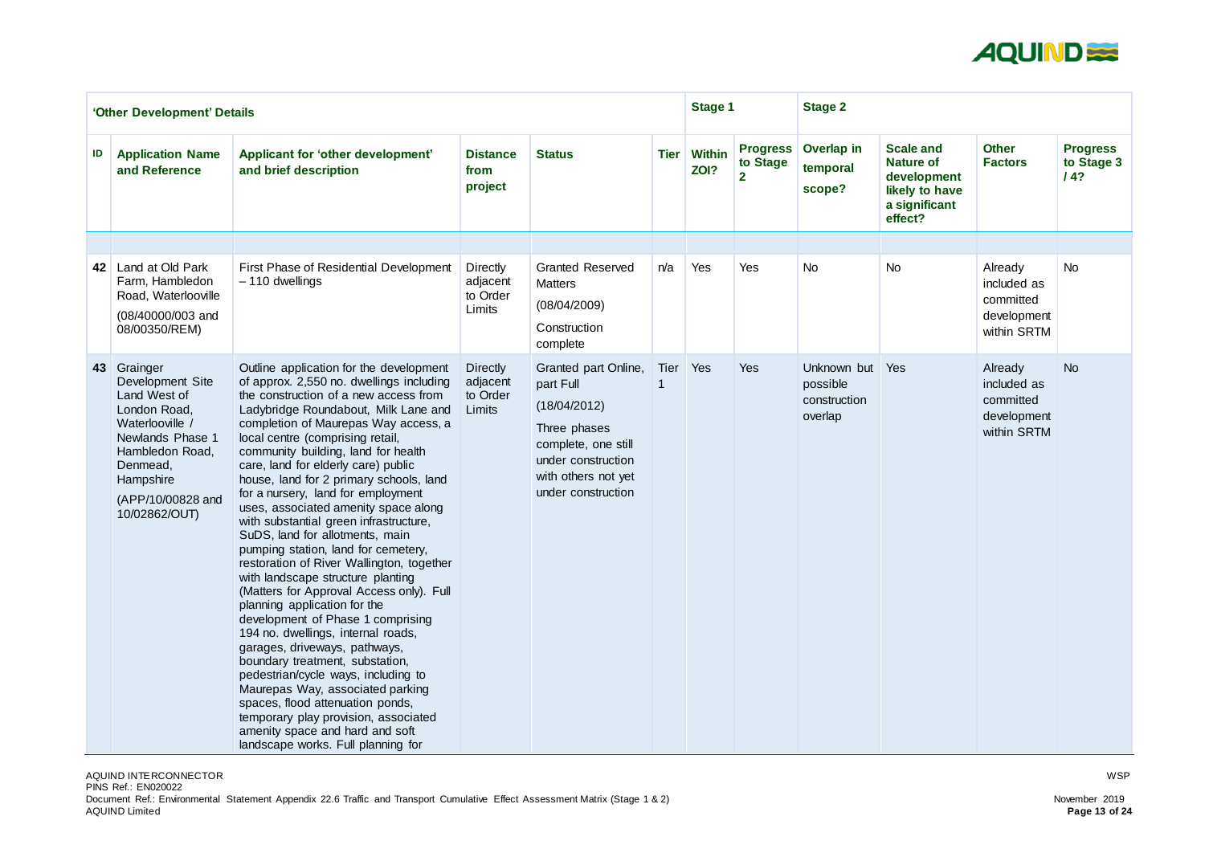| 'Other Development' Details | | | | | | Stage 1 | | Stage 2 | | | |
|---|---|---|---|---|---|---|---|---|---|---|---|
| ID | Application Name and Reference | Applicant for 'other development' and brief description | Distance from project | Status | Tier | Within ZOI? | Progress to Stage 2 | Overlap in temporal scope? | Scale and Nature of development likely to have a significant effect? | Other Factors | Progress to Stage 3 / 4? |
| | | | | | | | | | | | |
| 42 | Land at Old Park Farm, Hambledon Road, Waterlooville (08/40000/003 and 08/00350/REM) | First Phase of Residential Development – 110 dwellings | Directly adjacent to Order Limits | Granted Reserved Matters (08/04/2009) Construction complete | n/a | Yes | Yes | No | No | Already included as committed development within SRTM | No |
| 43 | Grainger Development Site Land West of London Road, Waterlooville / Newlands Phase 1 Hambledon Road, Denmead, Hampshire (APP/10/00828 and 10/02862/OUT) | Outline application for the development of approx. 2,550 no. dwellings including the construction of a new access from Ladybridge Roundabout, Milk Lane and completion of Maurepas Way access, a local centre (comprising retail, community building, land for health care, land for elderly care) public house, land for 2 primary schools, land for a nursery, land for employment uses, associated amenity space along with substantial green infrastructure, SuDS, land for allotments, main pumping station, land for cemetery, restoration of River Wallington, together with landscape structure planting (Matters for Approval Access only). Full planning application for the development of Phase 1 comprising 194 no. dwellings, internal roads, garages, driveways, pathways, boundary treatment, substation, pedestrian/cycle ways, including to Maurepas Way, associated parking spaces, flood attenuation ponds, temporary play provision, associated amenity space and hard and soft landscape works. Full planning for | Directly adjacent to Order Limits | Granted part Online, part Full (18/04/2012) Three phases complete, one still under construction with others not yet under construction | Tier 1 | Yes | Yes | Unknown but possible construction overlap | Yes | Already included as committed development within SRTM | No |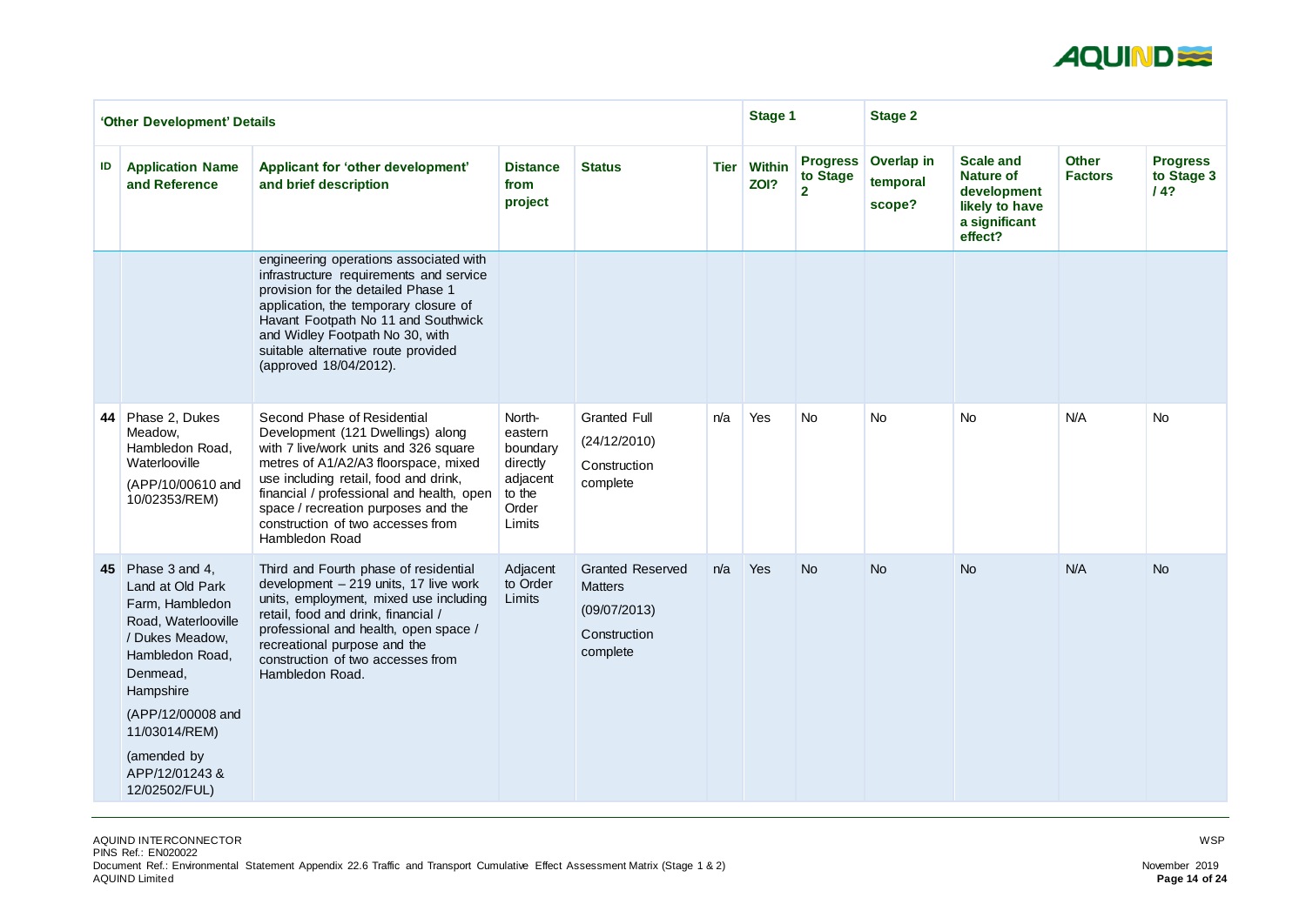| 'Other Development' Details | | | | | | Stage 1 | | Stage 2 | | | |
|---|---|---|---|---|---|---|---|---|---|---|---|
| ID | Application Name and Reference | Applicant for 'other development' and brief description | Distance from project | Status | Tier | Within ZOI? | Progress to Stage 2 | Overlap in temporal scope? | Scale and Nature of development likely to have a significant effect? | Other Factors | Progress to Stage 3 / 4? |
| | | engineering operations associated with infrastructure requirements and service provision for the detailed Phase 1 application, the temporary closure of Havant Footpath No 11 and Southwick and Widley Footpath No 30, with suitable alternative route provided (approved 18/04/2012). | | | | | | | | | |
| 44 | Phase 2, Dukes Meadow, Hambledon Road, Waterlooville (APP/10/00610 and 10/02353/REM) | Second Phase of Residential Development (121 Dwellings) along with 7 live/work units and 326 square metres of A1/A2/A3 floorspace, mixed use including retail, food and drink, financial / professional and health, open space / recreation purposes and the construction of two accesses from Hambledon Road | North-eastern boundary directly adjacent to the Order Limits | Granted Full (24/12/2010) Construction complete | n/a | Yes | No | No | No | N/A | No |
| 45 | Phase 3 and 4, Land at Old Park Farm, Hambledon Road, Waterlooville / Dukes Meadow, Hambledon Road, Denmead, Hampshire (APP/12/00008 and 11/03014/REM) (amended by APP/12/01243 & 12/02502/FUL) | Third and Fourth phase of residential development – 219 units, 17 live work units, employment, mixed use including retail, food and drink, financial / professional and health, open space / recreational purpose and the construction of two accesses from Hambledon Road. | Adjacent to Order Limits | Granted Reserved Matters (09/07/2013) Construction complete | n/a | Yes | No | No | No | N/A | No |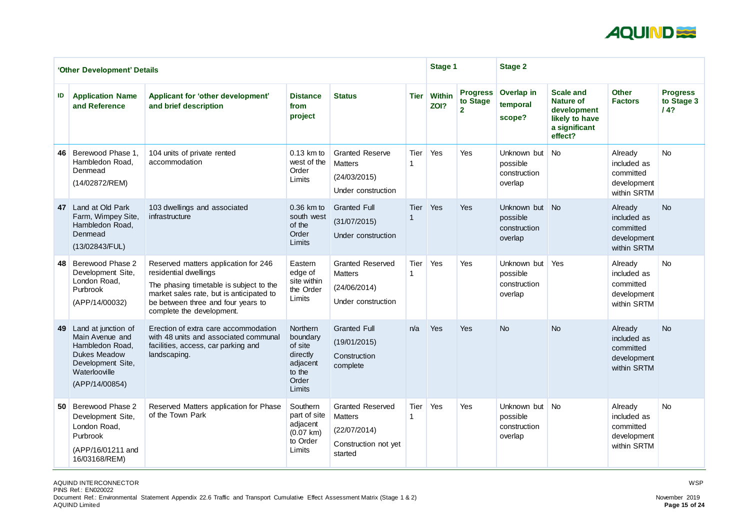| 'Other Development' Details | | | | | | Stage 1 | | Stage 2 | | | |
|---|---|---|---|---|---|---|---|---|---|---|---|
| ID | Application Name and Reference | Applicant for 'other development' and brief description | Distance from project | Status | Tier | Within ZOI? | Progress to Stage 2 | Overlap in temporal scope? | Scale and Nature of development likely to have a significant effect? | Other Factors | Progress to Stage 3 / 4? |
| 46 | Berewood Phase 1, Hambledon Road, Denmead (14/02872/REM) | 104 units of private rented accommodation | 0.13 km to west of the Order Limits | Granted Reserve Matters (24/03/2015) Under construction | Tier 1 | Yes | Yes | Unknown but possible construction overlap | No | Already included as committed development within SRTM | No |
| 47 | Land at Old Park Farm, Wimpey Site, Hambledon Road, Denmead (13/02843/FUL) | 103 dwellings and associated infrastructure | 0.36 km to south west of the Order Limits | Granted Full (31/07/2015) Under construction | Tier 1 | Yes | Yes | Unknown but possible construction overlap | No | Already included as committed development within SRTM | No |
| 48 | Berewood Phase 2 Development Site, London Road, Purbrook (APP/14/00032) | Reserved matters application for 246 residential dwellings<br>The phasing timetable is subject to the market sales rate, but is anticipated to be between three and four years to complete the development. | Eastern edge of site within the Order Limits | Granted Reserved Matters (24/06/2014) Under construction | Tier 1 | Yes | Yes | Unknown but possible construction overlap | Yes | Already included as committed development within SRTM | No |
| 49 | Land at junction of Main Avenue and Hambledon Road, Dukes Meadow Development Site, Waterlooville (APP/14/00854) | Erection of extra care accommodation with 48 units and associated communal facilities, access, car parking and landscaping. | Northern boundary of site directly adjacent to the Order Limits | Granted Full (19/01/2015) Construction complete | n/a | Yes | Yes | No | No | Already included as committed development within SRTM | No |
| 50 | Berewood Phase 2 Development Site, London Road, Purbrook (APP/16/01211 and 16/03168/REM) | Reserved Matters application for Phase of the Town Park | Southern part of site adjacent (0.07 km) to Order Limits | Granted Reserved Matters (22/07/2014) Construction not yet started | Tier 1 | Yes | Yes | Unknown but possible construction overlap | No | Already included as committed development within SRTM | No |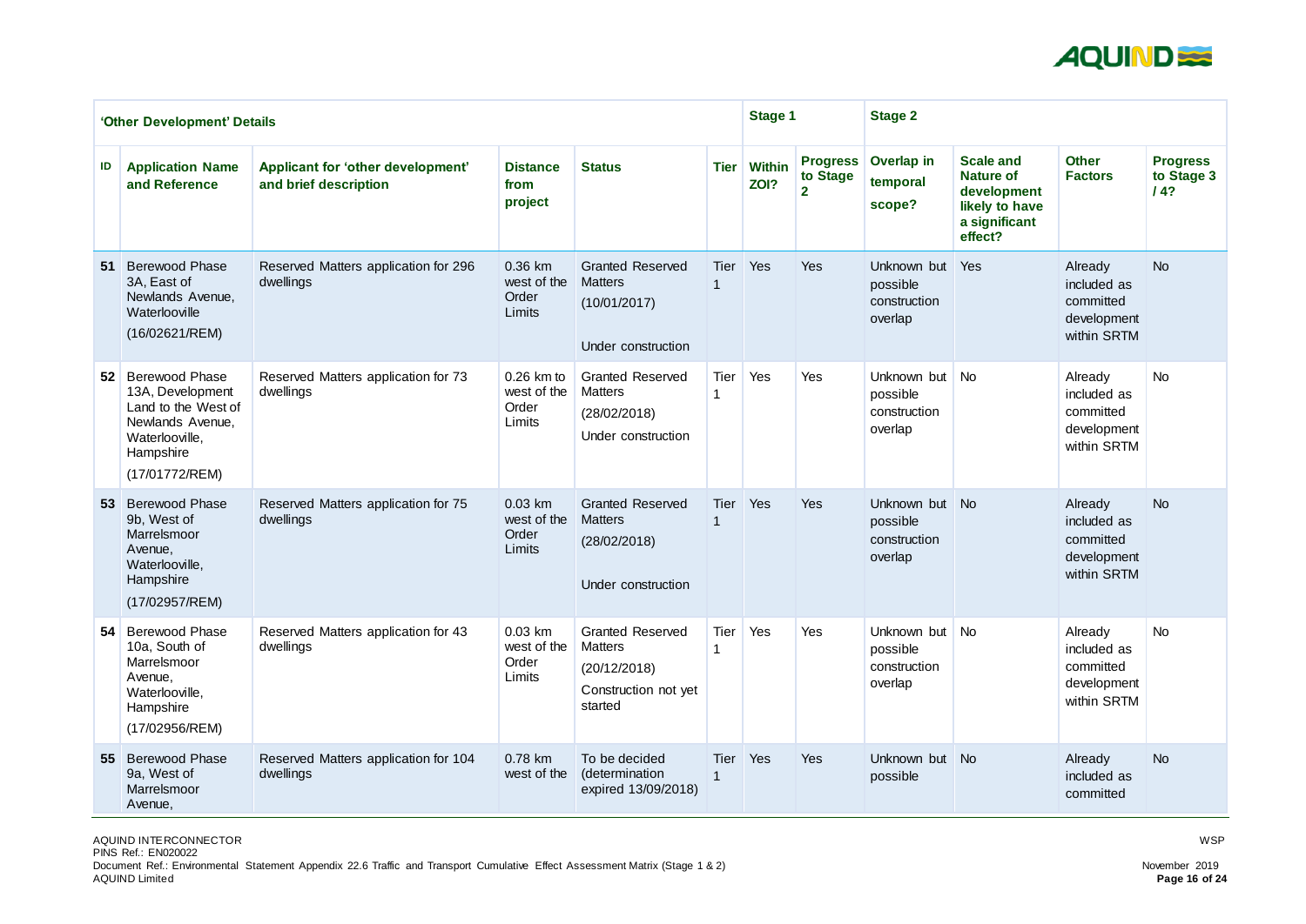| 'Other Development' Details | | | | | | Stage 1 | | Stage 2 | | | |
|---|---|---|---|---|---|---|---|---|---|---|---|
| ID | Application Name and Reference | Applicant for 'other development' and brief description | Distance from project | Status | Tier | Within ZOI? | Progress to Stage 2 | Overlap in temporal scope? | Scale and Nature of development likely to have a significant effect? | Other Factors | Progress to Stage 3 / 4? |
| 51 | Berewood Phase 3A, East of Newlands Avenue, Waterlooville (16/02621/REM) | Reserved Matters application for 296 dwellings | 0.36 km west of the Order Limits | Granted Reserved Matters (10/01/2017) Under construction | Tier 1 | Yes | Yes | Unknown but possible construction overlap | Yes | Already included as committed development within SRTM | No |
| 52 | Berewood Phase 13A, Development Land to the West of Newlands Avenue, Waterlooville, Hampshire (17/01772/REM) | Reserved Matters application for 73 dwellings | 0.26 km to west of the Order Limits | Granted Reserved Matters (28/02/2018) Under construction | Tier 1 | Yes | Yes | Unknown but possible construction overlap | No | Already included as committed development within SRTM | No |
| 53 | Berewood Phase 9b, West of Marrelsmoor Avenue, Waterlooville, Hampshire (17/02957/REM) | Reserved Matters application for 75 dwellings | 0.03 km west of the Order Limits | Granted Reserved Matters (28/02/2018) Under construction | Tier 1 | Yes | Yes | Unknown but possible construction overlap | No | Already included as committed development within SRTM | No |
| 54 | Berewood Phase 10a, South of Marrelsmoor Avenue, Waterlooville, Hampshire (17/02956/REM) | Reserved Matters application for 43 dwellings | 0.03 km west of the Order Limits | Granted Reserved Matters (20/12/2018) Construction not yet started | Tier 1 | Yes | Yes | Unknown but possible construction overlap | No | Already included as committed development within SRTM | No |
| 55 | Berewood Phase 9a, West of Marrelsmoor Avenue, | Reserved Matters application for 104 dwellings | 0.78 km west of the | To be decided (determination expired 13/09/2018) | Tier 1 | Yes | Yes | Unknown but possible | No | Already included as committed | No |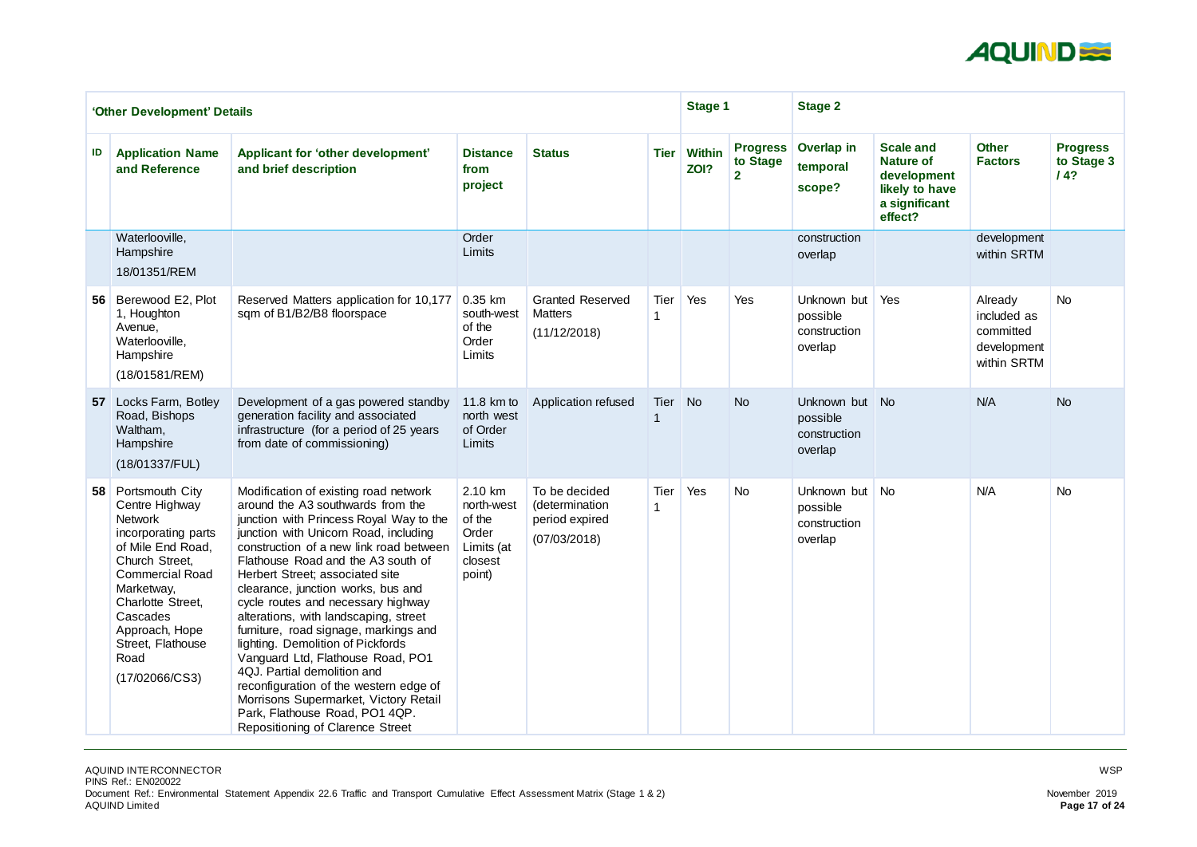| 'Other Development' Details | | | | | | Stage 1 | | Stage 2 | | | |
|---|---|---|---|---|---|---|---|---|---|---|---|
| ID | Application Name and Reference | Applicant for 'other development' and brief description | Distance from project | Status | Tier | Within ZOI? | Progress to Stage 2 | Overlap in temporal scope? | Scale and Nature of development likely to have a significant effect? | Other Factors | Progress to Stage 3 / 4? |
| | Waterlooville, Hampshire 18/01351/REM | | Order Limits | | | | | construction overlap | | development within SRTM | |
| 56 | Berewood E2, Plot 1, Houghton Avenue, Waterlooville, Hampshire (18/01581/REM) | Reserved Matters application for 10,177 sqm of B1/B2/B8 floorspace | 0.35 km south-west of the Order Limits | Granted Reserved Matters (11/12/2018) | Tier 1 | Yes | Yes | Unknown but possible construction overlap | Yes | Already included as committed development within SRTM | No |
| 57 | Locks Farm, Botley Road, Bishops Waltham, Hampshire (18/01337/FUL) | Development of a gas powered standby generation facility and associated infrastructure (for a period of 25 years from date of commissioning) | 11.8 km to north west of Order Limits | Application refused | Tier 1 | No | No | Unknown but possible construction overlap | No | N/A | No |
| 58 | Portsmouth City Centre Highway Network incorporating parts of Mile End Road, Church Street, Commercial Road Marketway, Charlotte Street, Cascades Approach, Hope Street, Flathouse Road (17/02066/CS3) | Modification of existing road network around the A3 southwards from the junction with Princess Royal Way to the junction with Unicorn Road, including construction of a new link road between Flathouse Road and the A3 south of Herbert Street; associated site clearance, junction works, bus and cycle routes and necessary highway alterations, with landscaping, street furniture, road signage, markings and lighting. Demolition of Pickfords Vanguard Ltd, Flathouse Road, PO1 4QJ. Partial demolition and reconfiguration of the western edge of Morrisons Supermarket, Victory Retail Park, Flathouse Road, PO1 4QP. Repositioning of Clarence Street | 2.10 km north-west of the Order Limits (at closest point) | To be decided (determination period expired (07/03/2018) | Tier 1 | Yes | No | Unknown but possible construction overlap | No | N/A | No |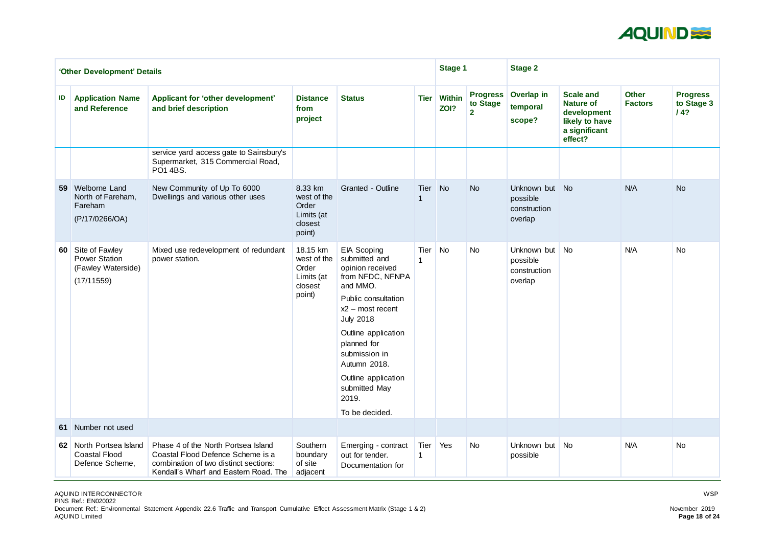| 'Other Development' Details | | | | | | Stage 1 | | Stage 2 | | | |
|---|---|---|---|---|---|---|---|---|---|---|---|
| ID | Application Name and Reference | Applicant for 'other development' and brief description | Distance from project | Status | Tier | Within ZOI? | Progress to Stage 2 | Overlap in temporal scope? | Scale and Nature of development likely to have a significant effect? | Other Factors | Progress to Stage 3 / 4? |
| | | service yard access gate to Sainsbury's Supermarket, 315 Commercial Road, PO1 4BS. | | | | | | | | | |
| 59 | Welborne Land North of Fareham, Fareham (P/17/0266/OA) | New Community of Up To 6000 Dwellings and various other uses | 8.33 km west of the Order Limits (at closest point) | Granted - Outline | Tier 1 | No | No | Unknown but possible construction overlap | No | N/A | No |
| 60 | Site of Fawley Power Station (Fawley Waterside) (17/11559) | Mixed use redevelopment of redundant power station. | 18.15 km west of the Order Limits (at closest point) | EIA Scoping submitted and opinion received from NFDC, NFNPA and MMO. Public consultation x2 – most recent July 2018 Outline application planned for submission in Autumn 2018. Outline application submitted May 2019. To be decided. | Tier 1 | No | No | Unknown but possible construction overlap | No | N/A | No |
| 61 | Number not used | | | | | | | | | | |
| 62 | North Portsea Island Coastal Flood Defence Scheme, | Phase 4 of the North Portsea Island Coastal Flood Defence Scheme is a combination of two distinct sections: Kendall's Wharf and Eastern Road. The | Southern boundary of site adjacent | Emerging - contract out for tender. Documentation for | Tier 1 | Yes | No | Unknown but possible | No | N/A | No |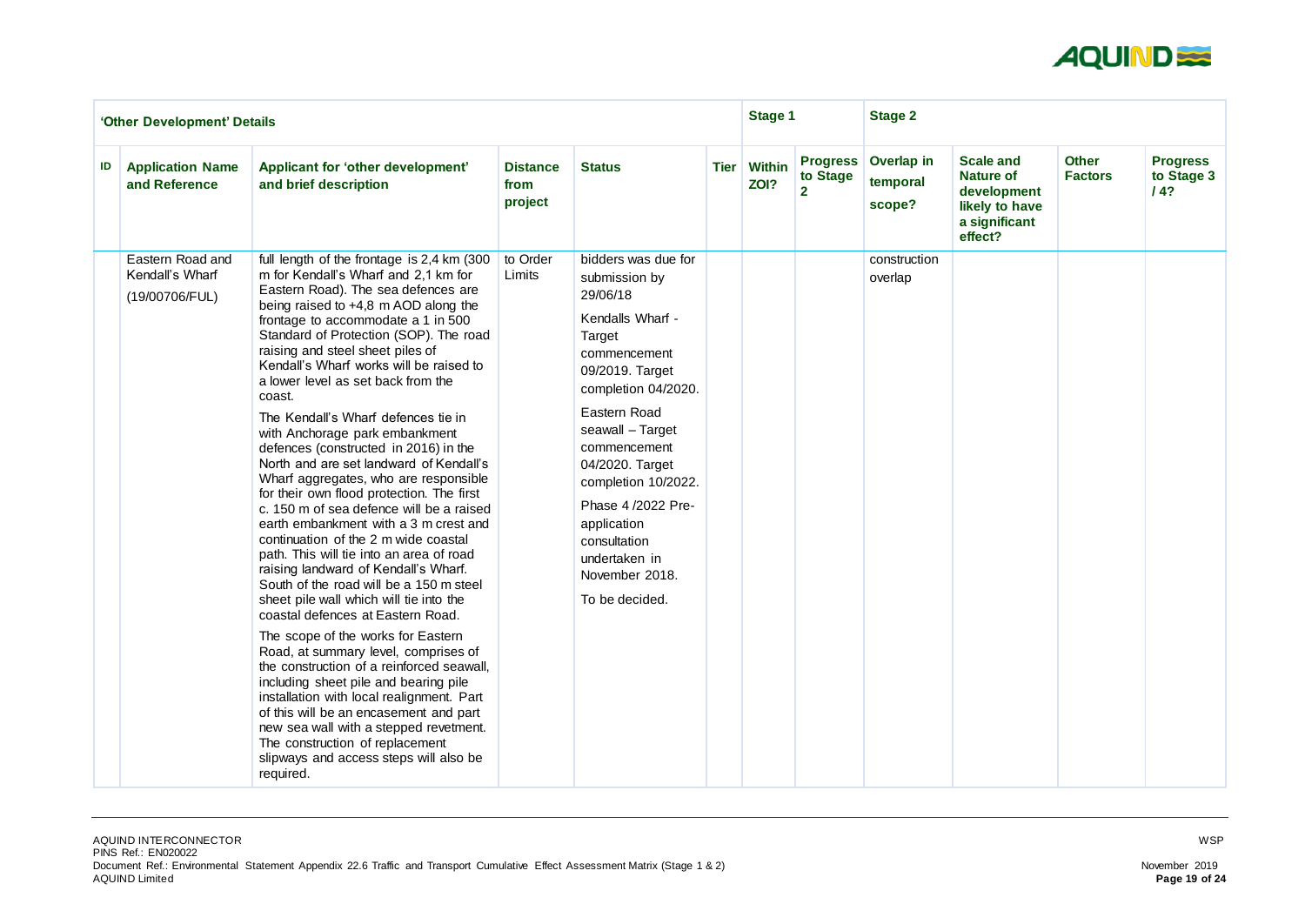| 'Other Development' Details | | | | | | Stage 1 | | Stage 2 | | | |
|---|---|---|---|---|---|---|---|---|---|---|---|
| ID | Application Name and Reference | Applicant for 'other development' and brief description | Distance from project | Status | Tier | Within ZOI? | Progress to Stage 2 | Overlap in temporal scope? | Scale and Nature of development likely to have a significant effect? | Other Factors | Progress to Stage 3 / 4? |
| | Eastern Road and Kendall's Wharf (19/00706/FUL) | full length of the frontage is 2,4 km (300 m for Kendall's Wharf and 2,1 km for Eastern Road). The sea defences are being raised to +4,8 m AOD along the frontage to accommodate a 1 in 500 Standard of Protection (SOP). The road raising and steel sheet piles of Kendall's Wharf works will be raised to a lower level as set back from the coast.<br><br>The Kendall's Wharf defences tie in with Anchorage park embankment defences (constructed in 2016) in the North and are set landward of Kendall's Wharf aggregates, who are responsible for their own flood protection. The first c. 150 m of sea defence will be a raised earth embankment with a 3 m crest and continuation of the 2 m wide coastal path. This will tie into an area of road raising landward of Kendall's Wharf. South of the road will be a 150 m steel sheet pile wall which will tie into the coastal defences at Eastern Road.<br><br>The scope of the works for Eastern Road, at summary level, comprises of the construction of a reinforced seawall, including sheet pile and bearing pile installation with local realignment. Part of this will be an encasement and part new sea wall with a stepped revetment. The construction of replacement slipways and access steps will also be required. | to Order Limits | bidders was due for submission by 29/06/18<br><br>Kendalls Wharf - Target commencement 09/2019. Target completion 04/2020.<br><br>Eastern Road seawall – Target commencement 04/2020. Target completion 10/2022.<br><br>Phase 4 /2022 Pre-application consultation undertaken in November 2018.<br><br>To be decided. | | | | construction overlap | | | |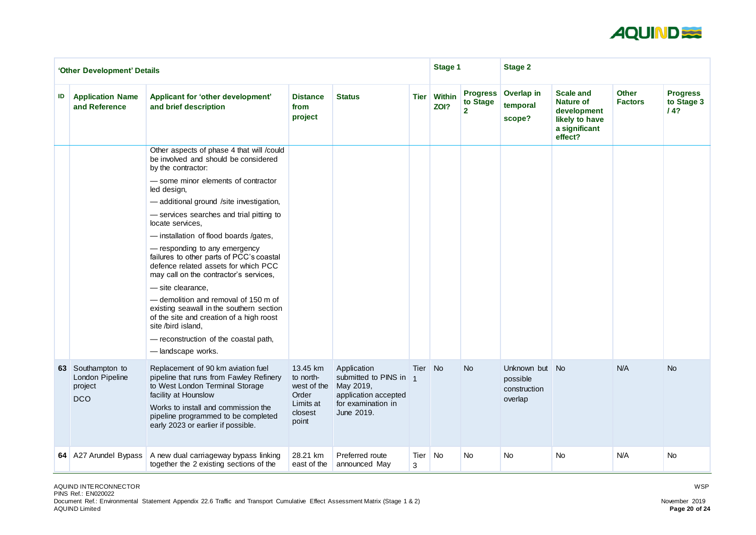| 'Other Development' Details | | | | | | Stage 1 | | Stage 2 | | | |
|---|---|---|---|---|---|---|---|---|---|---|---|
| ID | Application Name and Reference | Applicant for 'other development' and brief description | Distance from project | Status | Tier | Within ZOI? | Progress to Stage 2 | Overlap in temporal scope? | Scale and Nature of development likely to have a significant effect? | Other Factors | Progress to Stage 3 / 4? |
| | | Other aspects of phase 4 that will /could be involved and should be considered by the contractor:<br>— some minor elements of contractor led design,<br>— additional ground /site investigation,<br>— services searches and trial pitting to locate services,<br>— installation of flood boards /gates,<br>— responding to any emergency failures to other parts of PCC's coastal defence related assets for which PCC may call on the contractor's services,<br>— site clearance,<br>— demolition and removal of 150 m of existing seawall in the southern section of the site and creation of a high roost site /bird island,<br>— reconstruction of the coastal path,<br>— landscape works. | | | | | | | | | |
| 63 | Southampton to London Pipeline project<br>DCO | Replacement of 90 km aviation fuel pipeline that runs from Fawley Refinery to West London Terminal Storage facility at Hounslow<br>Works to install and commission the pipeline programmed to be completed early 2023 or earlier if possible. | 13.45 km to north-west of the Order Limits at closest point | Application submitted to PINS in May 2019, application accepted for examination in June 2019. | Tier 1 | No | No | Unknown but possible construction overlap | No | N/A | No |
| 64 | A27 Arundel Bypass | A new dual carriageway bypass linking together the 2 existing sections of the | 28.21 km east of the | Preferred route announced May | Tier 3 | No | No | No | No | N/A | No |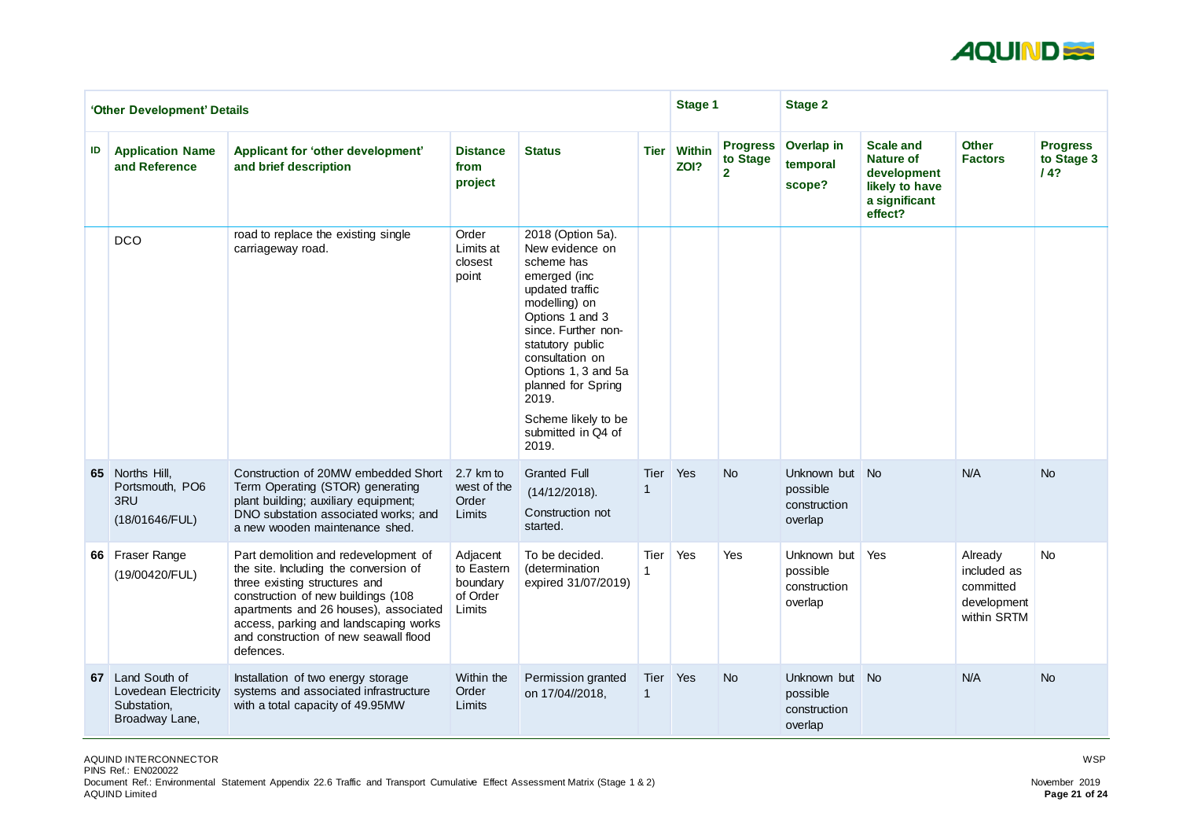| 'Other Development' Details | | | | | | Stage 1 | | Stage 2 | | | |
|---|---|---|---|---|---|---|---|---|---|---|---|
| ID | Application Name and Reference | Applicant for 'other development' and brief description | Distance from project | Status | Tier | Within ZOI? | Progress to Stage 2 | Overlap in temporal scope? | Scale and Nature of development likely to have a significant effect? | Other Factors | Progress to Stage 3 / 4? |
| | DCO | road to replace the existing single carriageway road. | Order Limits at closest point | 2018 (Option 5a). New evidence on scheme has emerged (inc updated traffic modelling) on Options 1 and 3 since. Further non-statutory public consultation on Options 1, 3 and 5a planned for Spring 2019. Scheme likely to be submitted in Q4 of 2019. | | | | | | | |
| 65 | Norths Hill, Portsmouth, PO6 3RU (18/01646/FUL) | Construction of 20MW embedded Short Term Operating (STOR) generating plant building; auxiliary equipment; DNO substation associated works; and a new wooden maintenance shed. | 2.7 km to west of the Order Limits | Granted Full (14/12/2018). Construction not started. | Tier 1 | Yes | No | Unknown but possible construction overlap | No | N/A | No |
| 66 | Fraser Range (19/00420/FUL) | Part demolition and redevelopment of the site. Including the conversion of three existing structures and construction of new buildings (108 apartments and 26 houses), associated access, parking and landscaping works and construction of new seawall flood defences. | Adjacent to Eastern boundary of Order Limits | To be decided. (determination expired 31/07/2019) | Tier 1 | Yes | Yes | Unknown but possible construction overlap | Yes | Already included as committed development within SRTM | No |
| 67 | Land South of Lovedean Electricity Substation, Broadway Lane, | Installation of two energy storage systems and associated infrastructure with a total capacity of 49.95MW | Within the Order Limits | Permission granted on 17/04//2018, | Tier 1 | Yes | No | Unknown but possible construction overlap | No | N/A | No |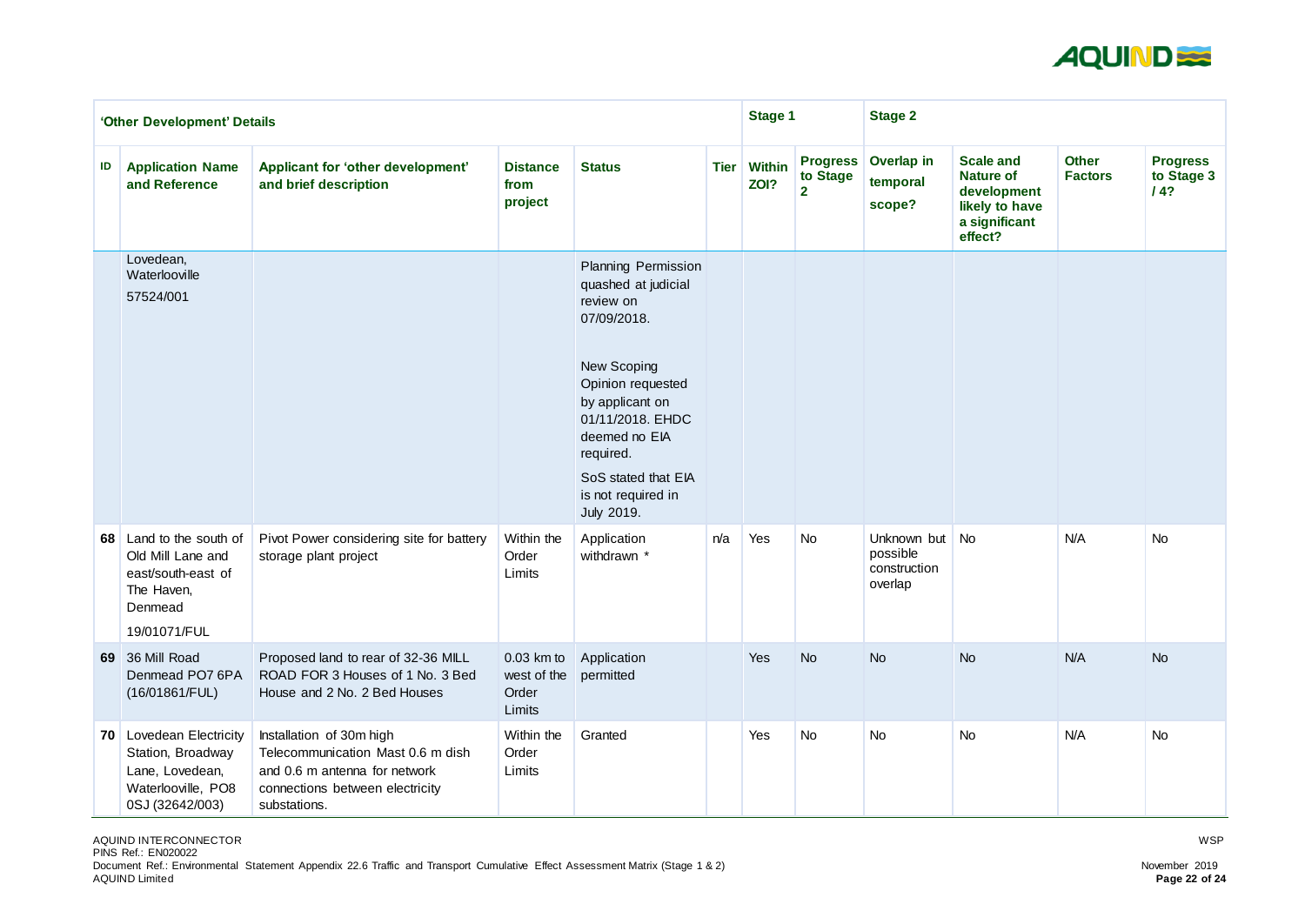| 'Other Development' Details | | | | | | Stage 1 | | Stage 2 | | | |
|---|---|---|---|---|---|---|---|---|---|---|---|
| ID | Application Name and Reference | Applicant for 'other development' and brief description | Distance from project | Status | Tier | Within ZOI? | Progress to Stage 2 | Overlap in temporal scope? | Scale and Nature of development likely to have a significant effect? | Other Factors | Progress to Stage 3 / 4? |
| | Lovedean, Waterlooville 57524/001 | | | Planning Permission quashed at judicial review on 07/09/2018. New Scoping Opinion requested by applicant on 01/11/2018. EHDC deemed no EIA required. SoS stated that EIA is not required in July 2019. | | | | | | | |
| 68 | Land to the south of Old Mill Lane and east/south-east of The Haven, Denmead 19/01071/FUL | Pivot Power considering site for battery storage plant project | Within the Order Limits | Application withdrawn * | n/a | Yes | No | Unknown but possible construction overlap | No | N/A | No |
| 69 | 36 Mill Road Denmead PO7 6PA (16/01861/FUL) | Proposed land to rear of 32-36 MILL ROAD FOR 3 Houses of 1 No. 3 Bed House and 2 No. 2 Bed Houses | 0.03 km to west of the Order Limits | Application permitted | | Yes | No | No | No | N/A | No |
| 70 | Lovedean Electricity Station, Broadway Lane, Lovedean, Waterlooville, PO8 0SJ (32642/003) | Installation of 30m high Telecommunication Mast 0.6 m dish and 0.6 m antenna for network connections between electricity substations. | Within the Order Limits | Granted | | Yes | No | No | No | N/A | No |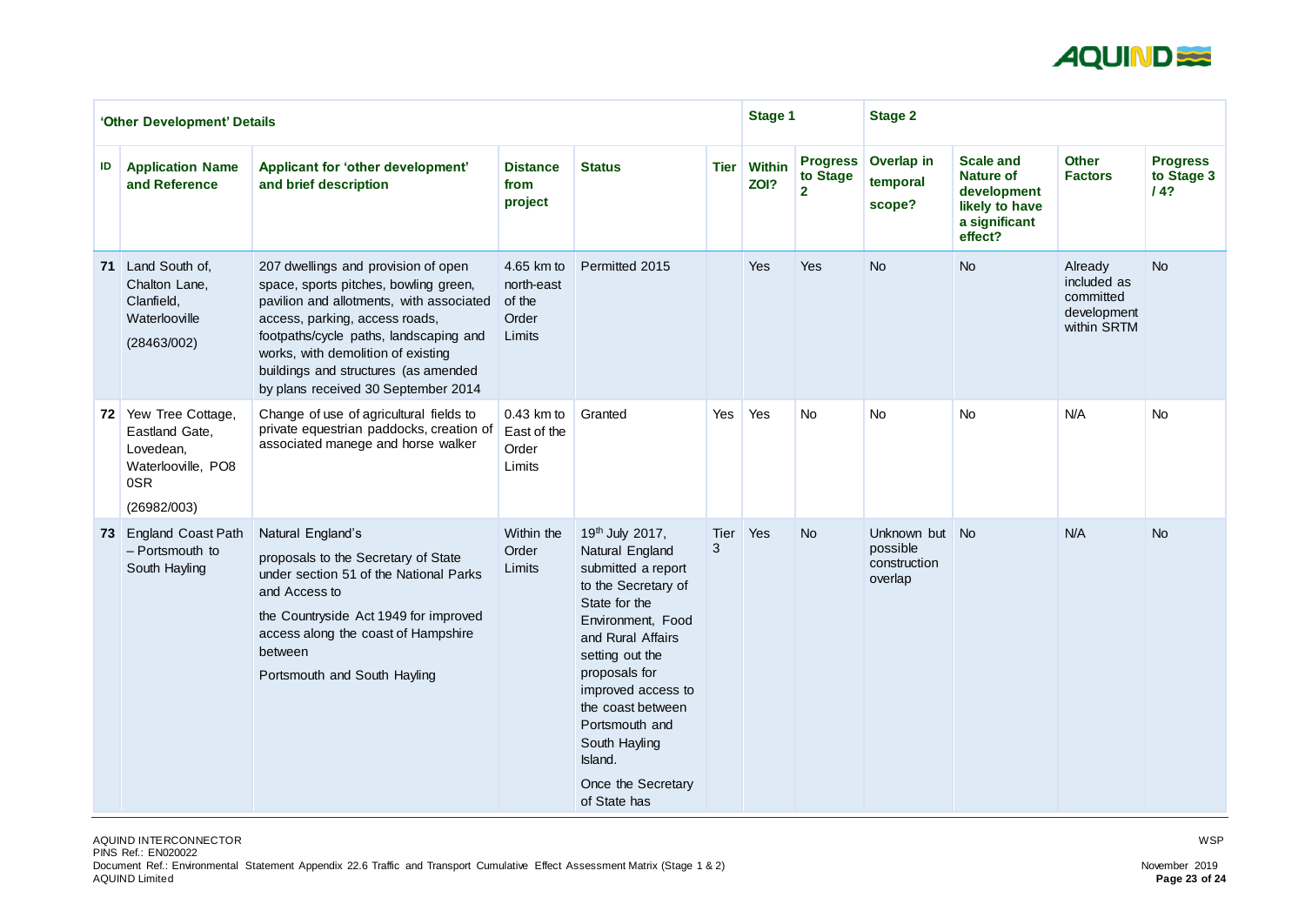| 'Other Development' Details | | | | | | Stage 1 | | Stage 2 | | | |
|---|---|---|---|---|---|---|---|---|---|---|---|
| ID | Application Name and Reference | Applicant for 'other development' and brief description | Distance from project | Status | Tier | Within ZOI? | Progress to Stage 2 | Overlap in temporal scope? | Scale and Nature of development likely to have a significant effect? | Other Factors | Progress to Stage 3 / 4? |
| 71 | Land South of, Chalton Lane, Clanfield, Waterlooville (28463/002) | 207 dwellings and provision of open space, sports pitches, bowling green, pavilion and allotments, with associated access, parking, access roads, footpaths/cycle paths, landscaping and works, with demolition of existing buildings and structures (as amended by plans received 30 September 2014 | 4.65 km to north-east of the Order Limits | Permitted 2015 | | Yes | Yes | No | No | Already included as committed development within SRTM | No |
| 72 | Yew Tree Cottage, Eastland Gate, Lovedean, Waterlooville, PO8 0SR (26982/003) | Change of use of agricultural fields to private equestrian paddocks, creation of associated manege and horse walker | 0.43 km to East of the Order Limits | Granted | Yes | Yes | No | No | No | N/A | No |
| 73 | England Coast Path – Portsmouth to South Hayling | Natural England's proposals to the Secretary of State under section 51 of the National Parks and Access to the Countryside Act 1949 for improved access along the coast of Hampshire between Portsmouth and South Hayling | Within the Order Limits | 19th July 2017, Natural England submitted a report to the Secretary of State for the Environment, Food and Rural Affairs setting out the proposals for improved access to the coast between Portsmouth and South Hayling Island. Once the Secretary of State has | Tier 3 | Yes | No | Unknown but possible construction overlap | No | N/A | No |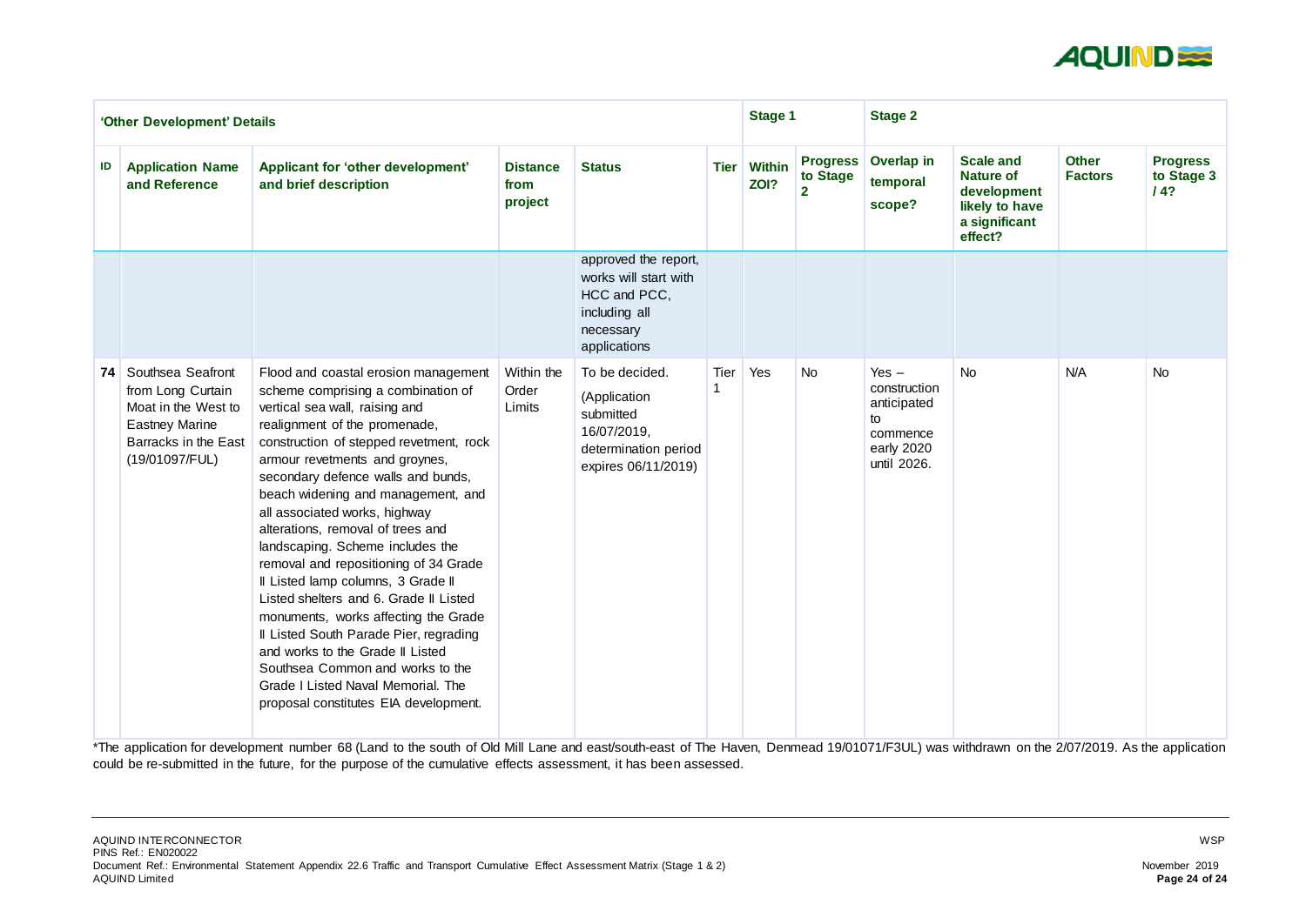| 'Other Development' Details | | | | | | Stage 1 | | Stage 2 | | | |
|---|---|---|---|---|---|---|---|---|---|---|---|
| ID | Application Name and Reference | Applicant for 'other development' and brief description | Distance from project | Status | Tier | Within ZOI? | Progress to Stage 2 | Overlap in temporal scope? | Scale and Nature of development likely to have a significant effect? | Other Factors | Progress to Stage 3 / 4? |
| | | | | approved the report, works will start with HCC and PCC, including all necessary applications | | | | | | | |
| 74 | Southsea Seafront from Long Curtain Moat in the West to Eastney Marine Barracks in the East (19/01097/FUL) | Flood and coastal erosion management scheme comprising a combination of vertical sea wall, raising and realignment of the promenade, construction of stepped revetment, rock armour revetments and groynes, secondary defence walls and bunds, beach widening and management, and all associated works, highway alterations, removal of trees and landscaping. Scheme includes the removal and repositioning of 34 Grade II Listed lamp columns, 3 Grade II Listed shelters and 6. Grade II Listed monuments, works affecting the Grade II Listed South Parade Pier, regrading and works to the Grade II Listed Southsea Common and works to the Grade I Listed Naval Memorial. The proposal constitutes EIA development. | Within the Order Limits | To be decided. (Application submitted 16/07/2019, determination period expires 06/11/2019) | Tier 1 | Yes | No | Yes – construction anticipated to commence early 2020 until 2026. | No | N/A | No |

*The application for development number 68 (Land to the south of Old Mill Lane and east/south-east of The Haven, Denmead 19/01071/F3UL) was withdrawn on the 2/07/2019. As the application could be re-submitted in the future, for the purpose of the cumulative effects assessment, it has been assessed.